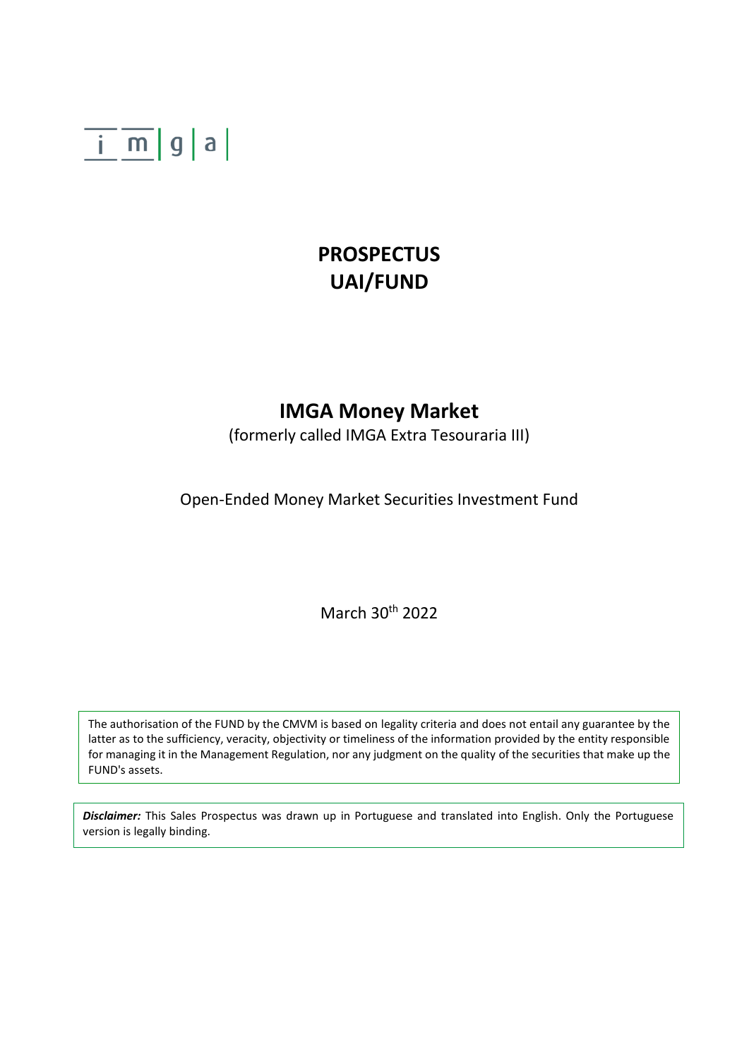i m | g | a |

# PROSPECTUS
# UAI/FUND

## IMGA Money Market

(formerly called IMGA Extra Tesouraria III)

Open-Ended Money Market Securities Investment Fund

March 30th 2022

The authorisation of the FUND by the CMVM is based on legality criteria and does not entail any guarantee by the latter as to the sufficiency, veracity, objectivity or timeliness of the information provided by the entity responsible for managing it in the Management Regulation, nor any judgment on the quality of the securities that make up the FUND's assets.

***Disclaimer:*** This Sales Prospectus was drawn up in Portuguese and translated into English. Only the Portuguese version is legally binding.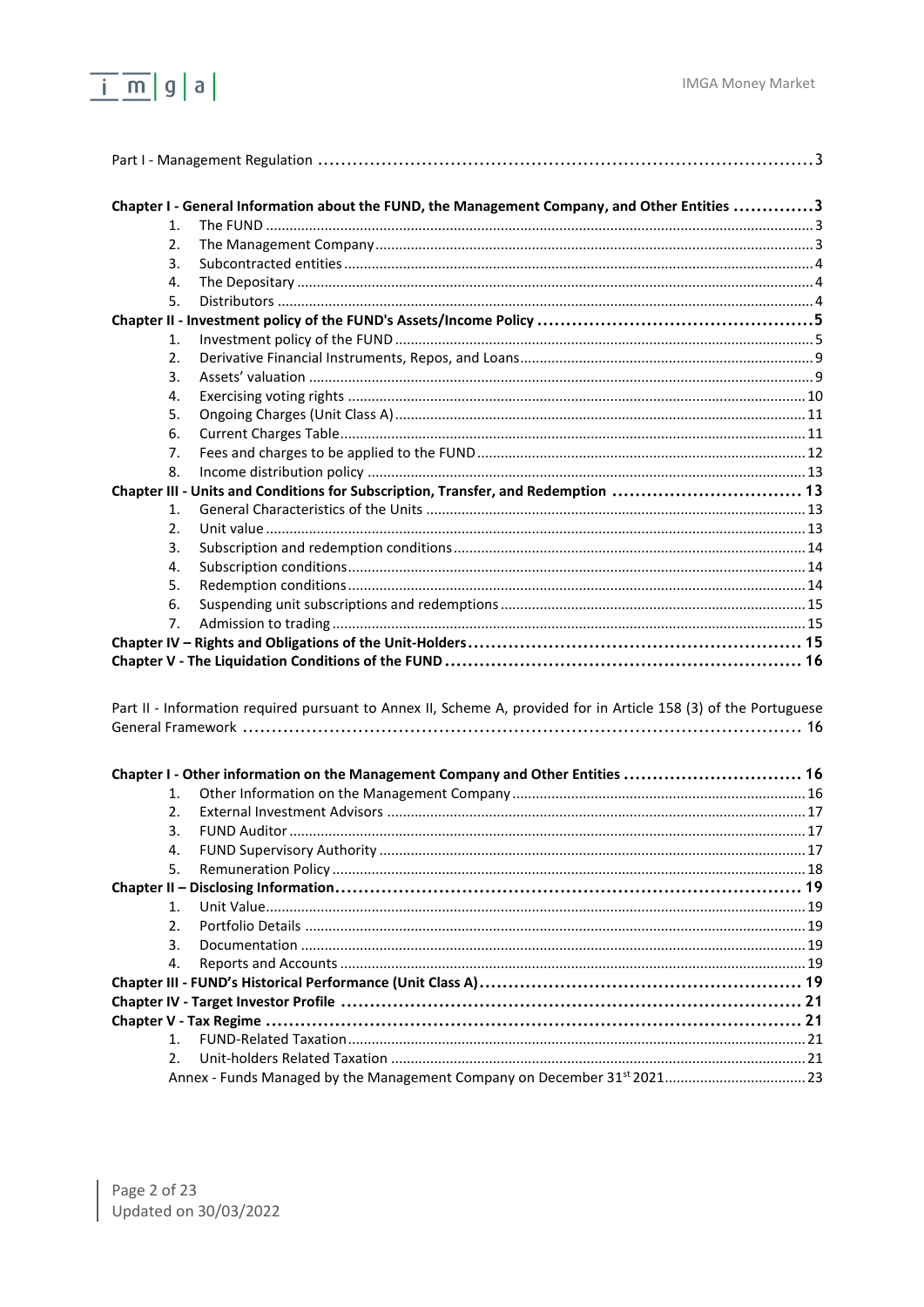Part I - Management Regulation ..................................................................................3

**Chapter I - General Information about the FUND, the Management Company, and Other Entities ..............3**

1. The FUND ..........................................................................................................3
2. The Management Company ................................................................................3
3. Subcontracted entities ........................................................................................4
4. The Depositary ...................................................................................................4
5. Distributors ........................................................................................................4

**Chapter II - Investment policy of the FUND's Assets/Income Policy ..............................................5**

1. Investment policy of the FUND ............................................................................5
2. Derivative Financial Instruments, Repos, and Loans ...............................................9
3. Assets' valuation ..................................................................................................9
4. Exercising voting rights .......................................................................................10
5. Ongoing Charges (Unit Class A) ...........................................................................11
6. Current Charges Table .........................................................................................11
7. Fees and charges to be applied to the FUND .........................................................12
8. Income distribution policy ...................................................................................13

**Chapter III - Units and Conditions for Subscription, Transfer, and Redemption ................................ 13**

1. General Characteristics of the Units .....................................................................13
2. Unit value ..........................................................................................................13
3. Subscription and redemption conditions ...............................................................14
4. Subscription conditions .......................................................................................14
5. Redemption conditions ........................................................................................14
6. Suspending unit subscriptions and redemptions ....................................................15
7. Admission to trading ...........................................................................................15

**Chapter IV – Rights and Obligations of the Unit-Holders ......................................................... 15**

**Chapter V - The Liquidation Conditions of the FUND ............................................................. 16**

Part II - Information required pursuant to Annex II, Scheme A, provided for in Article 158 (3) of the Portuguese General Framework ................................................................................ 16

**Chapter I - Other information on the Management Company and Other Entities .............................. 16**

1. Other Information on the Management Company ...................................................16
2. External Investment Advisors ...............................................................................17
3. FUND Auditor .....................................................................................................17
4. FUND Supervisory Authority ................................................................................17
5. Remuneration Policy ...........................................................................................18

**Chapter II – Disclosing Information ...................................................................................... 19**

1. Unit Value ..........................................................................................................19
2. Portfolio Details ..................................................................................................19
3. Documentation ...................................................................................................19
4. Reports and Accounts .........................................................................................19

**Chapter III - FUND's Historical Performance (Unit Class A) ....................................................... 19**

**Chapter IV - Target Investor Profile ........................................................................................ 21**

**Chapter V - Tax Regime ....................................................................................................... 21**

1. FUND-Related Taxation .......................................................................................21
2. Unit-holders Related Taxation ..............................................................................21

Annex - Funds Managed by the Management Company on December 31st 2021 ...................................23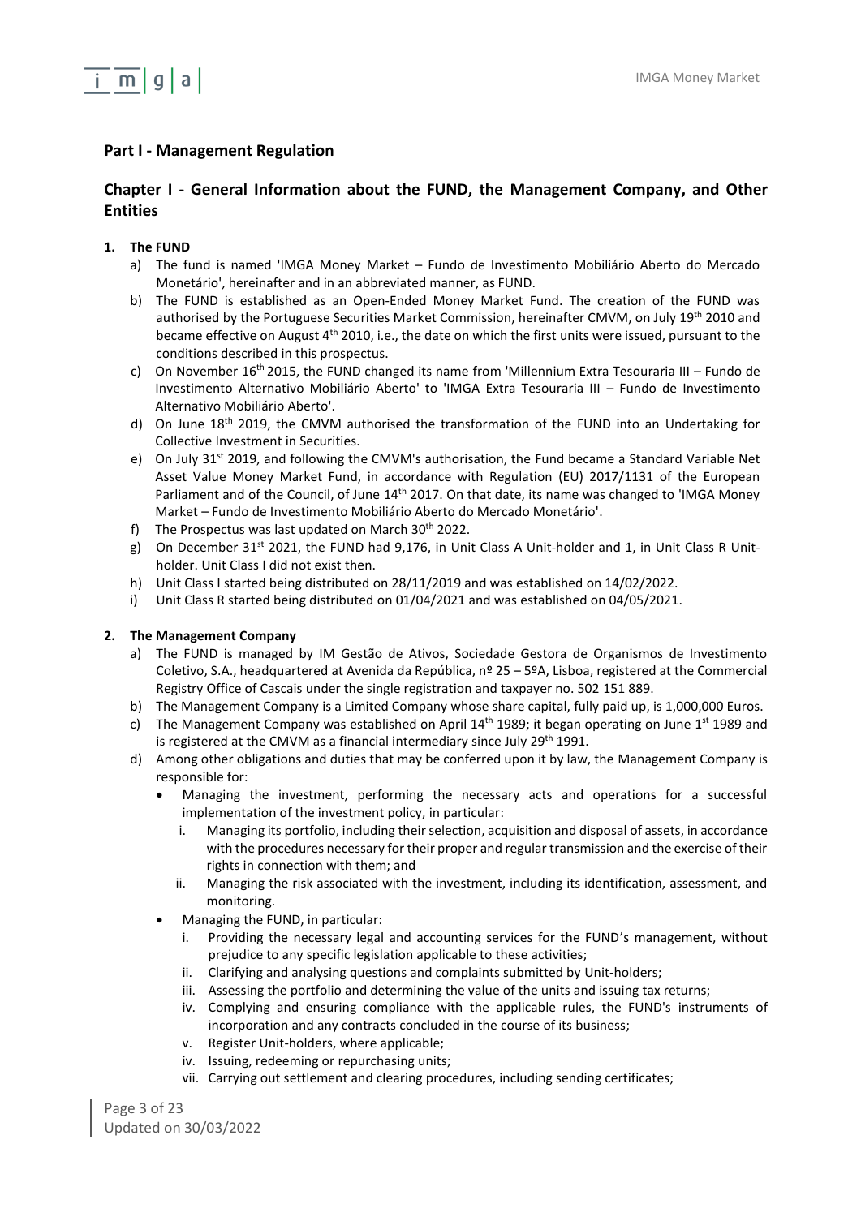## Part I - Management Regulation

## Chapter I - General Information about the FUND, the Management Company, and Other Entities

### 1. The FUND

a) The fund is named 'IMGA Money Market – Fundo de Investimento Mobiliário Aberto do Mercado Monetário', hereinafter and in an abbreviated manner, as FUND.

b) The FUND is established as an Open-Ended Money Market Fund. The creation of the FUND was authorised by the Portuguese Securities Market Commission, hereinafter CMVM, on July 19th 2010 and became effective on August 4th 2010, i.e., the date on which the first units were issued, pursuant to the conditions described in this prospectus.

c) On November 16th 2015, the FUND changed its name from 'Millennium Extra Tesouraria III – Fundo de Investimento Alternativo Mobiliário Aberto' to 'IMGA Extra Tesouraria III – Fundo de Investimento Alternativo Mobiliário Aberto'.

d) On June 18th 2019, the CMVM authorised the transformation of the FUND into an Undertaking for Collective Investment in Securities.

e) On July 31st 2019, and following the CMVM's authorisation, the Fund became a Standard Variable Net Asset Value Money Market Fund, in accordance with Regulation (EU) 2017/1131 of the European Parliament and of the Council, of June 14th 2017. On that date, its name was changed to 'IMGA Money Market – Fundo de Investimento Mobiliário Aberto do Mercado Monetário'.

f) The Prospectus was last updated on March 30th 2022.

g) On December 31st 2021, the FUND had 9,176, in Unit Class A Unit-holder and 1, in Unit Class R Unit-holder. Unit Class I did not exist then.

h) Unit Class I started being distributed on 28/11/2019 and was established on 14/02/2022.

i) Unit Class R started being distributed on 01/04/2021 and was established on 04/05/2021.

### 2. The Management Company

a) The FUND is managed by IM Gestão de Ativos, Sociedade Gestora de Organismos de Investimento Coletivo, S.A., headquartered at Avenida da República, nº 25 – 5ºA, Lisboa, registered at the Commercial Registry Office of Cascais under the single registration and taxpayer no. 502 151 889.

b) The Management Company is a Limited Company whose share capital, fully paid up, is 1,000,000 Euros.

c) The Management Company was established on April 14th 1989; it began operating on June 1st 1989 and is registered at the CMVM as a financial intermediary since July 29th 1991.

d) Among other obligations and duties that may be conferred upon it by law, the Management Company is responsible for:

- Managing the investment, performing the necessary acts and operations for a successful implementation of the investment policy, in particular:
    i. Managing its portfolio, including their selection, acquisition and disposal of assets, in accordance with the procedures necessary for their proper and regular transmission and the exercise of their rights in connection with them; and
    ii. Managing the risk associated with the investment, including its identification, assessment, and monitoring.
- Managing the FUND, in particular:
    i. Providing the necessary legal and accounting services for the FUND's management, without prejudice to any specific legislation applicable to these activities;
    ii. Clarifying and analysing questions and complaints submitted by Unit-holders;
    iii. Assessing the portfolio and determining the value of the units and issuing tax returns;
    iv. Complying and ensuring compliance with the applicable rules, the FUND's instruments of incorporation and any contracts concluded in the course of its business;
    v. Register Unit-holders, where applicable;
    iv. Issuing, redeeming or repurchasing units;
    vii. Carrying out settlement and clearing procedures, including sending certificates;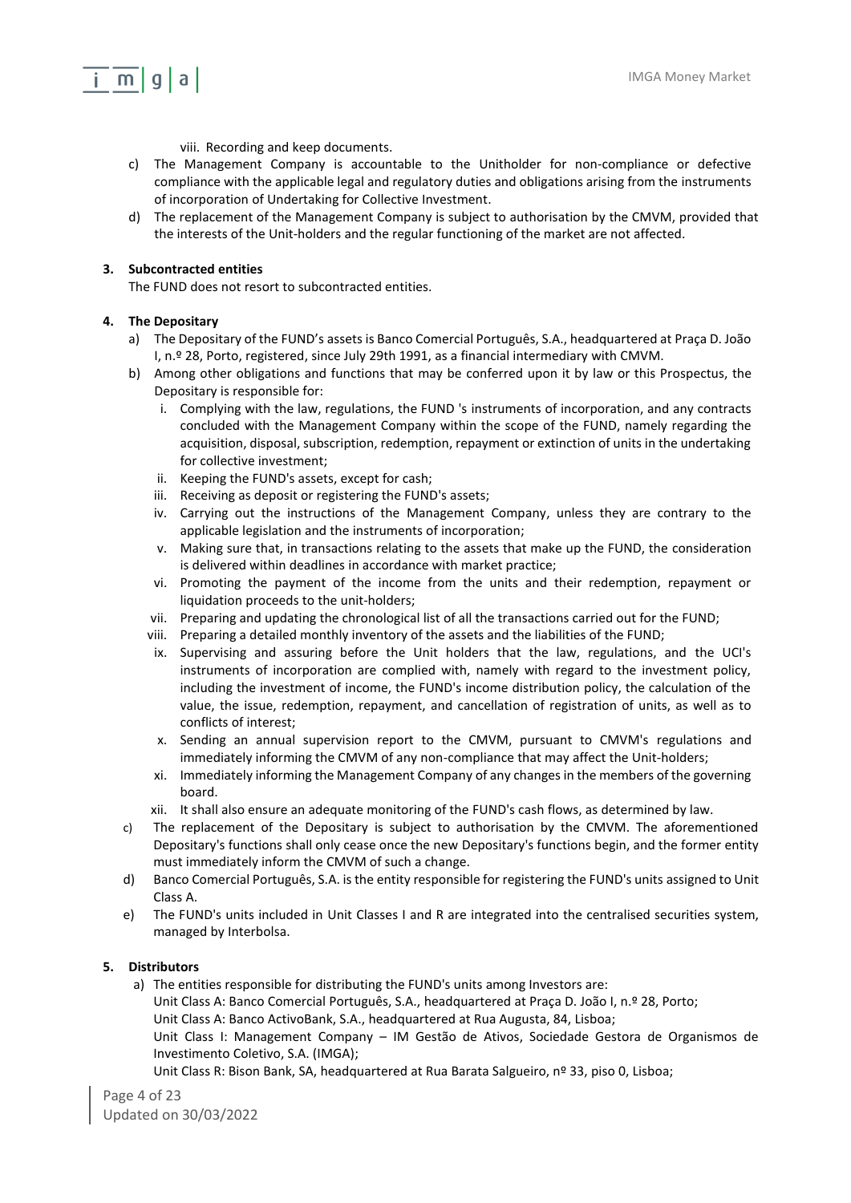viii. Recording and keep documents.

c) The Management Company is accountable to the Unitholder for non-compliance or defective compliance with the applicable legal and regulatory duties and obligations arising from the instruments of incorporation of Undertaking for Collective Investment.

d) The replacement of the Management Company is subject to authorisation by the CMVM, provided that the interests of the Unit-holders and the regular functioning of the market are not affected.

### 3. Subcontracted entities

The FUND does not resort to subcontracted entities.

### 4. The Depositary

a) The Depositary of the FUND's assets is Banco Comercial Português, S.A., headquartered at Praça D. João I, n.º 28, Porto, registered, since July 29th 1991, as a financial intermediary with CMVM.

b) Among other obligations and functions that may be conferred upon it by law or this Prospectus, the Depositary is responsible for:

   i. Complying with the law, regulations, the FUND 's instruments of incorporation, and any contracts concluded with the Management Company within the scope of the FUND, namely regarding the acquisition, disposal, subscription, redemption, repayment or extinction of units in the undertaking for collective investment;

   ii. Keeping the FUND's assets, except for cash;

   iii. Receiving as deposit or registering the FUND's assets;

   iv. Carrying out the instructions of the Management Company, unless they are contrary to the applicable legislation and the instruments of incorporation;

   v. Making sure that, in transactions relating to the assets that make up the FUND, the consideration is delivered within deadlines in accordance with market practice;

   vi. Promoting the payment of the income from the units and their redemption, repayment or liquidation proceeds to the unit-holders;

   vii. Preparing and updating the chronological list of all the transactions carried out for the FUND;

   viii. Preparing a detailed monthly inventory of the assets and the liabilities of the FUND;

   ix. Supervising and assuring before the Unit holders that the law, regulations, and the UCI's instruments of incorporation are complied with, namely with regard to the investment policy, including the investment of income, the FUND's income distribution policy, the calculation of the value, the issue, redemption, repayment, and cancellation of registration of units, as well as to conflicts of interest;

   x. Sending an annual supervision report to the CMVM, pursuant to CMVM's regulations and immediately informing the CMVM of any non-compliance that may affect the Unit-holders;

   xi. Immediately informing the Management Company of any changes in the members of the governing board.

   xii. It shall also ensure an adequate monitoring of the FUND's cash flows, as determined by law.

c) The replacement of the Depositary is subject to authorisation by the CMVM. The aforementioned Depositary's functions shall only cease once the new Depositary's functions begin, and the former entity must immediately inform the CMVM of such a change.

d) Banco Comercial Português, S.A. is the entity responsible for registering the FUND's units assigned to Unit Class A.

e) The FUND's units included in Unit Classes I and R are integrated into the centralised securities system, managed by Interbolsa.

### 5. Distributors

a) The entities responsible for distributing the FUND's units among Investors are:
   Unit Class A: Banco Comercial Português, S.A., headquartered at Praça D. João I, n.º 28, Porto;
   Unit Class A: Banco ActivoBank, S.A., headquartered at Rua Augusta, 84, Lisboa;
   Unit Class I: Management Company – IM Gestão de Ativos, Sociedade Gestora de Organismos de Investimento Coletivo, S.A. (IMGA);
   Unit Class R: Bison Bank, SA, headquartered at Rua Barata Salgueiro, nº 33, piso 0, Lisboa;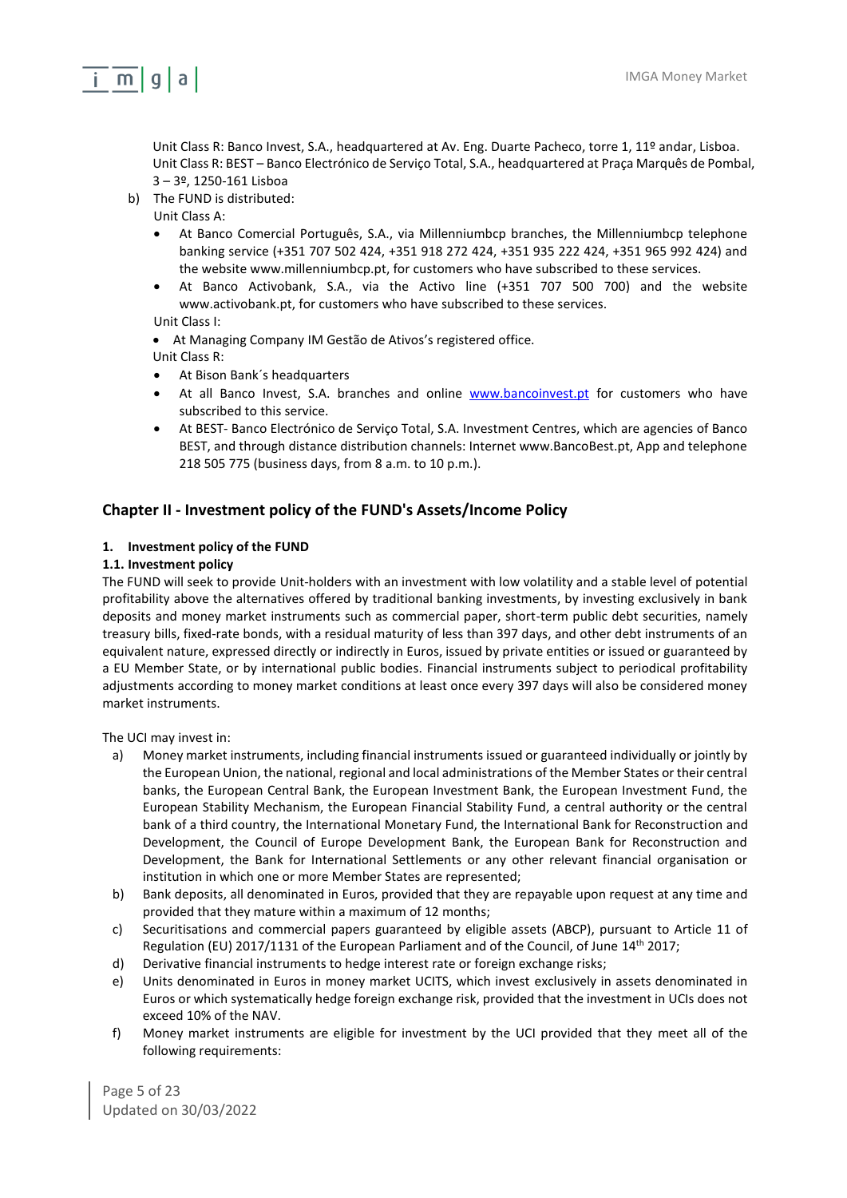Unit Class R: Banco Invest, S.A., headquartered at Av. Eng. Duarte Pacheco, torre 1, 11º andar, Lisboa.
Unit Class R: BEST – Banco Electrónico de Serviço Total, S.A., headquartered at Praça Marquês de Pombal, 3 – 3º, 1250-161 Lisboa

b) The FUND is distributed:

Unit Class A:

- At Banco Comercial Português, S.A., via Millenniumbcp branches, the Millenniumbcp telephone banking service (+351 707 502 424, +351 918 272 424, +351 935 222 424, +351 965 992 424) and the website www.millenniumbcp.pt, for customers who have subscribed to these services.
- At Banco Activobank, S.A., via the Activo line (+351 707 500 700) and the website www.activobank.pt, for customers who have subscribed to these services.

Unit Class I:

- At Managing Company IM Gestão de Ativos's registered office.

Unit Class R:

- At Bison Bank´s headquarters
- At all Banco Invest, S.A. branches and online www.bancoinvest.pt for customers who have subscribed to this service.
- At BEST- Banco Electrónico de Serviço Total, S.A. Investment Centres, which are agencies of Banco BEST, and through distance distribution channels: Internet www.BancoBest.pt, App and telephone 218 505 775 (business days, from 8 a.m. to 10 p.m.).

## Chapter II - Investment policy of the FUND's Assets/Income Policy

### 1. Investment policy of the FUND

#### 1.1. Investment policy

The FUND will seek to provide Unit-holders with an investment with low volatility and a stable level of potential profitability above the alternatives offered by traditional banking investments, by investing exclusively in bank deposits and money market instruments such as commercial paper, short-term public debt securities, namely treasury bills, fixed-rate bonds, with a residual maturity of less than 397 days, and other debt instruments of an equivalent nature, expressed directly or indirectly in Euros, issued by private entities or issued or guaranteed by a EU Member State, or by international public bodies. Financial instruments subject to periodical profitability adjustments according to money market conditions at least once every 397 days will also be considered money market instruments.

The UCI may invest in:

a) Money market instruments, including financial instruments issued or guaranteed individually or jointly by the European Union, the national, regional and local administrations of the Member States or their central banks, the European Central Bank, the European Investment Bank, the European Investment Fund, the European Stability Mechanism, the European Financial Stability Fund, a central authority or the central bank of a third country, the International Monetary Fund, the International Bank for Reconstruction and Development, the Council of Europe Development Bank, the European Bank for Reconstruction and Development, the Bank for International Settlements or any other relevant financial organisation or institution in which one or more Member States are represented;
b) Bank deposits, all denominated in Euros, provided that they are repayable upon request at any time and provided that they mature within a maximum of 12 months;
c) Securitisations and commercial papers guaranteed by eligible assets (ABCP), pursuant to Article 11 of Regulation (EU) 2017/1131 of the European Parliament and of the Council, of June 14th 2017;
d) Derivative financial instruments to hedge interest rate or foreign exchange risks;
e) Units denominated in Euros in money market UCITS, which invest exclusively in assets denominated in Euros or which systematically hedge foreign exchange risk, provided that the investment in UCIs does not exceed 10% of the NAV.
f) Money market instruments are eligible for investment by the UCI provided that they meet all of the following requirements: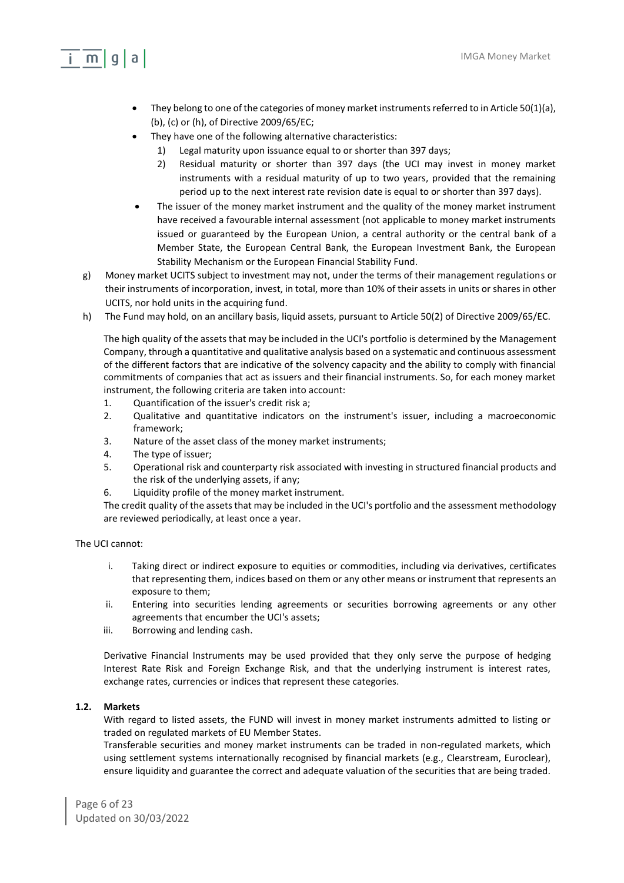- They belong to one of the categories of money market instruments referred to in Article 50(1)(a), (b), (c) or (h), of Directive 2009/65/EC;
- They have one of the following alternative characteristics:
  1) Legal maturity upon issuance equal to or shorter than 397 days;
  2) Residual maturity or shorter than 397 days (the UCI may invest in money market instruments with a residual maturity of up to two years, provided that the remaining period up to the next interest rate revision date is equal to or shorter than 397 days).
- The issuer of the money market instrument and the quality of the money market instrument have received a favourable internal assessment (not applicable to money market instruments issued or guaranteed by the European Union, a central authority or the central bank of a Member State, the European Central Bank, the European Investment Bank, the European Stability Mechanism or the European Financial Stability Fund.

g) Money market UCITS subject to investment may not, under the terms of their management regulations or their instruments of incorporation, invest, in total, more than 10% of their assets in units or shares in other UCITS, nor hold units in the acquiring fund.

h) The Fund may hold, on an ancillary basis, liquid assets, pursuant to Article 50(2) of Directive 2009/65/EC.

The high quality of the assets that may be included in the UCI's portfolio is determined by the Management Company, through a quantitative and qualitative analysis based on a systematic and continuous assessment of the different factors that are indicative of the solvency capacity and the ability to comply with financial commitments of companies that act as issuers and their financial instruments. So, for each money market instrument, the following criteria are taken into account:

1. Quantification of the issuer's credit risk a;
2. Qualitative and quantitative indicators on the instrument's issuer, including a macroeconomic framework;
3. Nature of the asset class of the money market instruments;
4. The type of issuer;
5. Operational risk and counterparty risk associated with investing in structured financial products and the risk of the underlying assets, if any;
6. Liquidity profile of the money market instrument.

The credit quality of the assets that may be included in the UCI's portfolio and the assessment methodology are reviewed periodically, at least once a year.

The UCI cannot:

i. Taking direct or indirect exposure to equities or commodities, including via derivatives, certificates that representing them, indices based on them or any other means or instrument that represents an exposure to them;
ii. Entering into securities lending agreements or securities borrowing agreements or any other agreements that encumber the UCI's assets;
iii. Borrowing and lending cash.

Derivative Financial Instruments may be used provided that they only serve the purpose of hedging Interest Rate Risk and Foreign Exchange Risk, and that the underlying instrument is interest rates, exchange rates, currencies or indices that represent these categories.

### 1.2. Markets

With regard to listed assets, the FUND will invest in money market instruments admitted to listing or traded on regulated markets of EU Member States.

Transferable securities and money market instruments can be traded in non-regulated markets, which using settlement systems internationally recognised by financial markets (e.g., Clearstream, Euroclear), ensure liquidity and guarantee the correct and adequate valuation of the securities that are being traded.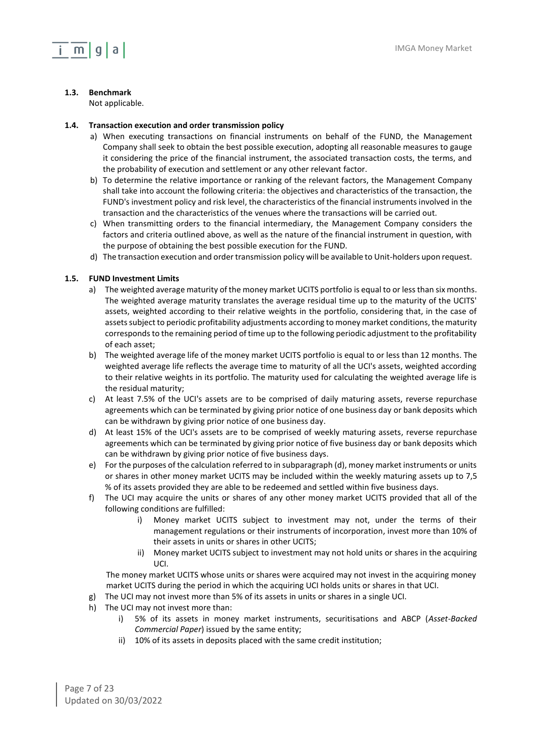### 1.3. Benchmark

Not applicable.

### 1.4. Transaction execution and order transmission policy

a) When executing transactions on financial instruments on behalf of the FUND, the Management Company shall seek to obtain the best possible execution, adopting all reasonable measures to gauge it considering the price of the financial instrument, the associated transaction costs, the terms, and the probability of execution and settlement or any other relevant factor.

b) To determine the relative importance or ranking of the relevant factors, the Management Company shall take into account the following criteria: the objectives and characteristics of the transaction, the FUND's investment policy and risk level, the characteristics of the financial instruments involved in the transaction and the characteristics of the venues where the transactions will be carried out.

c) When transmitting orders to the financial intermediary, the Management Company considers the factors and criteria outlined above, as well as the nature of the financial instrument in question, with the purpose of obtaining the best possible execution for the FUND.

d) The transaction execution and order transmission policy will be available to Unit-holders upon request.

### 1.5. FUND Investment Limits

a) The weighted average maturity of the money market UCITS portfolio is equal to or less than six months. The weighted average maturity translates the average residual time up to the maturity of the UCITS' assets, weighted according to their relative weights in the portfolio, considering that, in the case of assets subject to periodic profitability adjustments according to money market conditions, the maturity corresponds to the remaining period of time up to the following periodic adjustment to the profitability of each asset;

b) The weighted average life of the money market UCITS portfolio is equal to or less than 12 months. The weighted average life reflects the average time to maturity of all the UCI's assets, weighted according to their relative weights in its portfolio. The maturity used for calculating the weighted average life is the residual maturity;

c) At least 7.5% of the UCI's assets are to be comprised of daily maturing assets, reverse repurchase agreements which can be terminated by giving prior notice of one business day or bank deposits which can be withdrawn by giving prior notice of one business day.

d) At least 15% of the UCI's assets are to be comprised of weekly maturing assets, reverse repurchase agreements which can be terminated by giving prior notice of five business day or bank deposits which can be withdrawn by giving prior notice of five business days.

e) For the purposes of the calculation referred to in subparagraph (d), money market instruments or units or shares in other money market UCITS may be included within the weekly maturing assets up to 7,5 % of its assets provided they are able to be redeemed and settled within five business days.

f) The UCI may acquire the units or shares of any other money market UCITS provided that all of the following conditions are fulfilled:

   i) Money market UCITS subject to investment may not, under the terms of their management regulations or their instruments of incorporation, invest more than 10% of their assets in units or shares in other UCITS;

   ii) Money market UCITS subject to investment may not hold units or shares in the acquiring UCI.

   The money market UCITS whose units or shares were acquired may not invest in the acquiring money market UCITS during the period in which the acquiring UCI holds units or shares in that UCI.

g) The UCI may not invest more than 5% of its assets in units or shares in a single UCI.

h) The UCI may not invest more than:

   i) 5% of its assets in money market instruments, securitisations and ABCP (*Asset-Backed Commercial Paper*) issued by the same entity;

   ii) 10% of its assets in deposits placed with the same credit institution;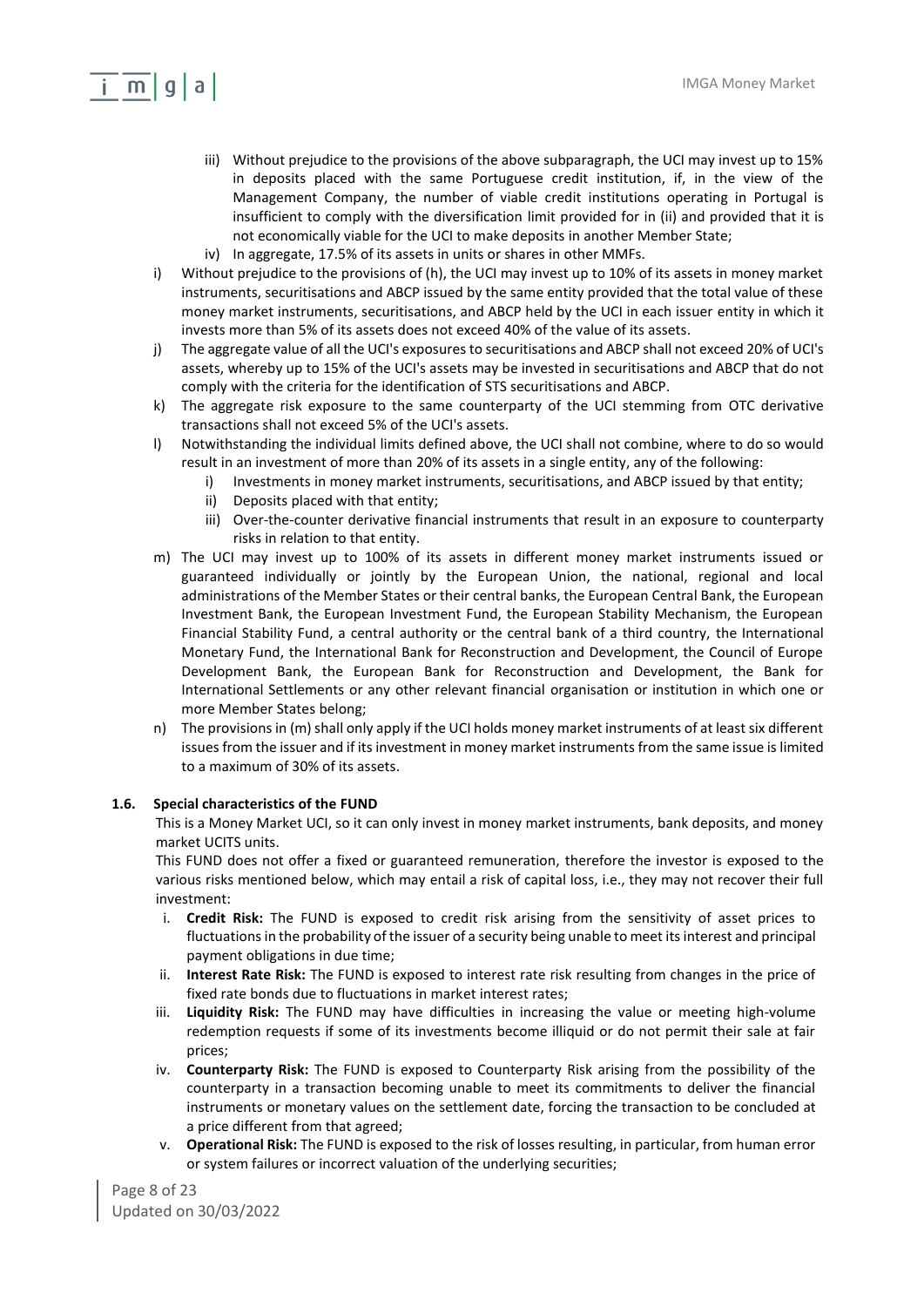iii) Without prejudice to the provisions of the above subparagraph, the UCI may invest up to 15% in deposits placed with the same Portuguese credit institution, if, in the view of the Management Company, the number of viable credit institutions operating in Portugal is insufficient to comply with the diversification limit provided for in (ii) and provided that it is not economically viable for the UCI to make deposits in another Member State;

iv) In aggregate, 17.5% of its assets in units or shares in other MMFs.

i) Without prejudice to the provisions of (h), the UCI may invest up to 10% of its assets in money market instruments, securitisations and ABCP issued by the same entity provided that the total value of these money market instruments, securitisations, and ABCP held by the UCI in each issuer entity in which it invests more than 5% of its assets does not exceed 40% of the value of its assets.

j) The aggregate value of all the UCI's exposures to securitisations and ABCP shall not exceed 20% of UCI's assets, whereby up to 15% of the UCI's assets may be invested in securitisations and ABCP that do not comply with the criteria for the identification of STS securitisations and ABCP.

k) The aggregate risk exposure to the same counterparty of the UCI stemming from OTC derivative transactions shall not exceed 5% of the UCI's assets.

l) Notwithstanding the individual limits defined above, the UCI shall not combine, where to do so would result in an investment of more than 20% of its assets in a single entity, any of the following:
   i) Investments in money market instruments, securitisations, and ABCP issued by that entity;
   ii) Deposits placed with that entity;
   iii) Over-the-counter derivative financial instruments that result in an exposure to counterparty risks in relation to that entity.

m) The UCI may invest up to 100% of its assets in different money market instruments issued or guaranteed individually or jointly by the European Union, the national, regional and local administrations of the Member States or their central banks, the European Central Bank, the European Investment Bank, the European Investment Fund, the European Stability Mechanism, the European Financial Stability Fund, a central authority or the central bank of a third country, the International Monetary Fund, the International Bank for Reconstruction and Development, the Council of Europe Development Bank, the European Bank for Reconstruction and Development, the Bank for International Settlements or any other relevant financial organisation or institution in which one or more Member States belong;

n) The provisions in (m) shall only apply if the UCI holds money market instruments of at least six different issues from the issuer and if its investment in money market instruments from the same issue is limited to a maximum of 30% of its assets.

### 1.6. Special characteristics of the FUND

This is a Money Market UCI, so it can only invest in money market instruments, bank deposits, and money market UCITS units.

This FUND does not offer a fixed or guaranteed remuneration, therefore the investor is exposed to the various risks mentioned below, which may entail a risk of capital loss, i.e., they may not recover their full investment:

i. **Credit Risk:** The FUND is exposed to credit risk arising from the sensitivity of asset prices to fluctuations in the probability of the issuer of a security being unable to meet its interest and principal payment obligations in due time;
ii. **Interest Rate Risk:** The FUND is exposed to interest rate risk resulting from changes in the price of fixed rate bonds due to fluctuations in market interest rates;
iii. **Liquidity Risk:** The FUND may have difficulties in increasing the value or meeting high-volume redemption requests if some of its investments become illiquid or do not permit their sale at fair prices;
iv. **Counterparty Risk:** The FUND is exposed to Counterparty Risk arising from the possibility of the counterparty in a transaction becoming unable to meet its commitments to deliver the financial instruments or monetary values on the settlement date, forcing the transaction to be concluded at a price different from that agreed;
v. **Operational Risk:** The FUND is exposed to the risk of losses resulting, in particular, from human error or system failures or incorrect valuation of the underlying securities;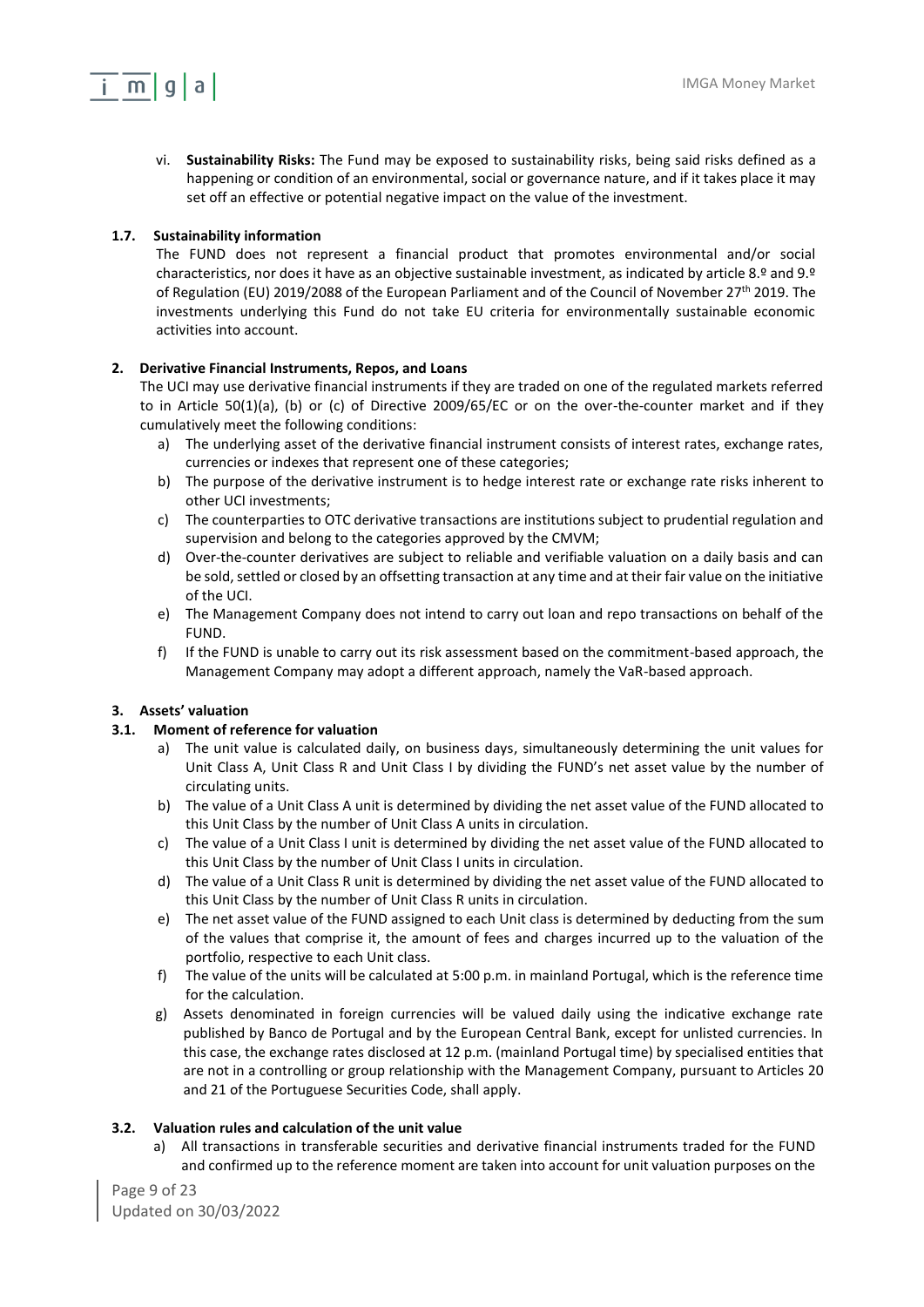vi. **Sustainability Risks:** The Fund may be exposed to sustainability risks, being said risks defined as a happening or condition of an environmental, social or governance nature, and if it takes place it may set off an effective or potential negative impact on the value of the investment.

### 1.7. Sustainability information

The FUND does not represent a financial product that promotes environmental and/or social characteristics, nor does it have as an objective sustainable investment, as indicated by article 8.º and 9.º of Regulation (EU) 2019/2088 of the European Parliament and of the Council of November 27th 2019. The investments underlying this Fund do not take EU criteria for environmentally sustainable economic activities into account.

## 2. Derivative Financial Instruments, Repos, and Loans

The UCI may use derivative financial instruments if they are traded on one of the regulated markets referred to in Article 50(1)(a), (b) or (c) of Directive 2009/65/EC or on the over-the-counter market and if they cumulatively meet the following conditions:

a) The underlying asset of the derivative financial instrument consists of interest rates, exchange rates, currencies or indexes that represent one of these categories;
b) The purpose of the derivative instrument is to hedge interest rate or exchange rate risks inherent to other UCI investments;
c) The counterparties to OTC derivative transactions are institutions subject to prudential regulation and supervision and belong to the categories approved by the CMVM;
d) Over-the-counter derivatives are subject to reliable and verifiable valuation on a daily basis and can be sold, settled or closed by an offsetting transaction at any time and at their fair value on the initiative of the UCI.
e) The Management Company does not intend to carry out loan and repo transactions on behalf of the FUND.
f) If the FUND is unable to carry out its risk assessment based on the commitment-based approach, the Management Company may adopt a different approach, namely the VaR-based approach.

## 3. Assets' valuation

### 3.1. Moment of reference for valuation

a) The unit value is calculated daily, on business days, simultaneously determining the unit values for Unit Class A, Unit Class R and Unit Class I by dividing the FUND's net asset value by the number of circulating units.
b) The value of a Unit Class A unit is determined by dividing the net asset value of the FUND allocated to this Unit Class by the number of Unit Class A units in circulation.
c) The value of a Unit Class I unit is determined by dividing the net asset value of the FUND allocated to this Unit Class by the number of Unit Class I units in circulation.
d) The value of a Unit Class R unit is determined by dividing the net asset value of the FUND allocated to this Unit Class by the number of Unit Class R units in circulation.
e) The net asset value of the FUND assigned to each Unit class is determined by deducting from the sum of the values that comprise it, the amount of fees and charges incurred up to the valuation of the portfolio, respective to each Unit class.
f) The value of the units will be calculated at 5:00 p.m. in mainland Portugal, which is the reference time for the calculation.
g) Assets denominated in foreign currencies will be valued daily using the indicative exchange rate published by Banco de Portugal and by the European Central Bank, except for unlisted currencies. In this case, the exchange rates disclosed at 12 p.m. (mainland Portugal time) by specialised entities that are not in a controlling or group relationship with the Management Company, pursuant to Articles 20 and 21 of the Portuguese Securities Code, shall apply.

### 3.2. Valuation rules and calculation of the unit value

a) All transactions in transferable securities and derivative financial instruments traded for the FUND and confirmed up to the reference moment are taken into account for unit valuation purposes on the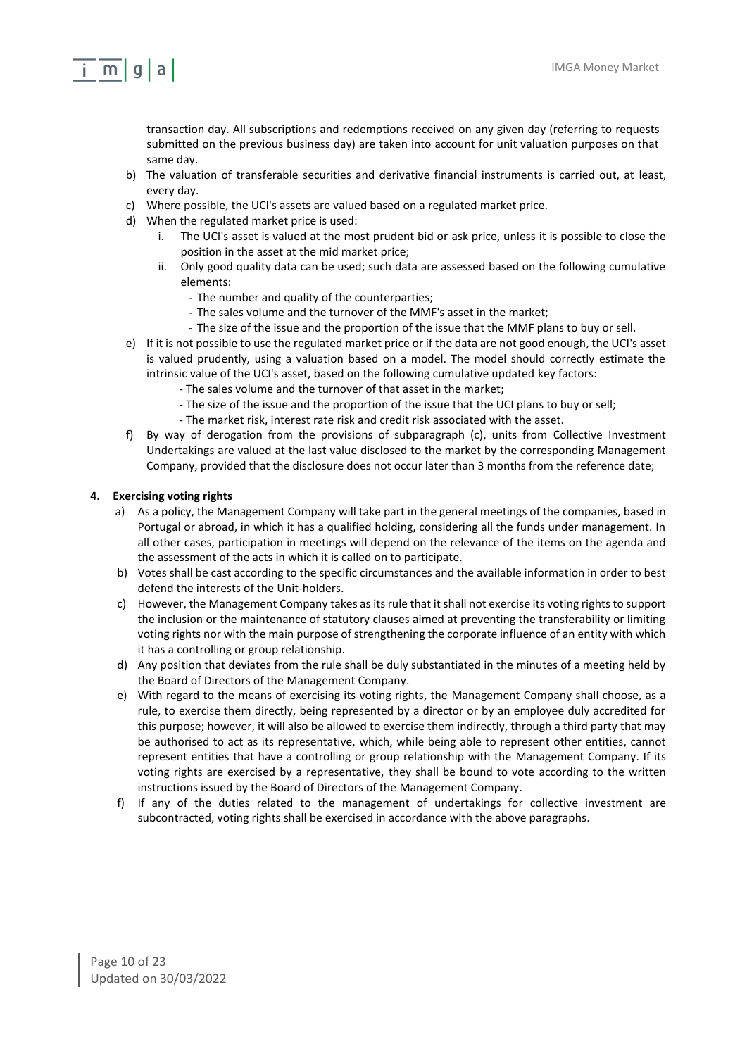transaction day. All subscriptions and redemptions received on any given day (referring to requests submitted on the previous business day) are taken into account for unit valuation purposes on that same day.

b) The valuation of transferable securities and derivative financial instruments is carried out, at least, every day.

c) Where possible, the UCI's assets are valued based on a regulated market price.

d) When the regulated market price is used:
   i. The UCI's asset is valued at the most prudent bid or ask price, unless it is possible to close the position in the asset at the mid market price;
   ii. Only good quality data can be used; such data are assessed based on the following cumulative elements:
      - The number and quality of the counterparties;
      - The sales volume and the turnover of the MMF's asset in the market;
      - The size of the issue and the proportion of the issue that the MMF plans to buy or sell.

e) If it is not possible to use the regulated market price or if the data are not good enough, the UCI's asset is valued prudently, using a valuation based on a model. The model should correctly estimate the intrinsic value of the UCI's asset, based on the following cumulative updated key factors:
   - The sales volume and the turnover of that asset in the market;
   - The size of the issue and the proportion of the issue that the UCI plans to buy or sell;
   - The market risk, interest rate risk and credit risk associated with the asset.

f) By way of derogation from the provisions of subparagraph (c), units from Collective Investment Undertakings are valued at the last value disclosed to the market by the corresponding Management Company, provided that the disclosure does not occur later than 3 months from the reference date;

**4. Exercising voting rights**

a) As a policy, the Management Company will take part in the general meetings of the companies, based in Portugal or abroad, in which it has a qualified holding, considering all the funds under management. In all other cases, participation in meetings will depend on the relevance of the items on the agenda and the assessment of the acts in which it is called on to participate.

b) Votes shall be cast according to the specific circumstances and the available information in order to best defend the interests of the Unit-holders.

c) However, the Management Company takes as its rule that it shall not exercise its voting rights to support the inclusion or the maintenance of statutory clauses aimed at preventing the transferability or limiting voting rights nor with the main purpose of strengthening the corporate influence of an entity with which it has a controlling or group relationship.

d) Any position that deviates from the rule shall be duly substantiated in the minutes of a meeting held by the Board of Directors of the Management Company.

e) With regard to the means of exercising its voting rights, the Management Company shall choose, as a rule, to exercise them directly, being represented by a director or by an employee duly accredited for this purpose; however, it will also be allowed to exercise them indirectly, through a third party that may be authorised to act as its representative, which, while being able to represent other entities, cannot represent entities that have a controlling or group relationship with the Management Company. If its voting rights are exercised by a representative, they shall be bound to vote according to the written instructions issued by the Board of Directors of the Management Company.

f) If any of the duties related to the management of undertakings for collective investment are subcontracted, voting rights shall be exercised in accordance with the above paragraphs.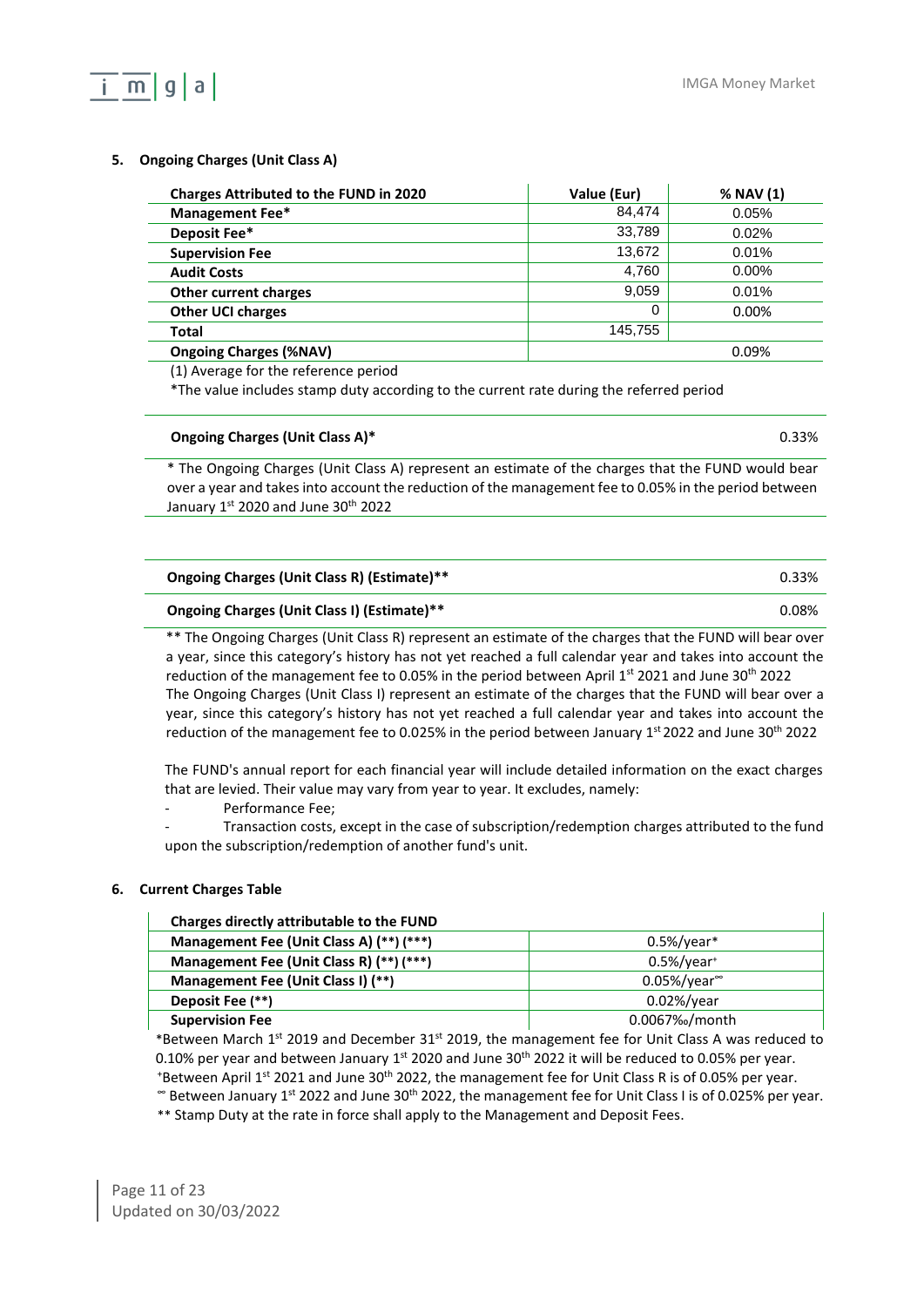## 5. Ongoing Charges (Unit Class A)

| Charges Attributed to the FUND in 2020 | Value (Eur) | % NAV (1) |
|---|---|---|
| **Management Fee*** | 84,474 | 0.05% |
| **Deposit Fee*** | 33,789 | 0.02% |
| **Supervision Fee** | 13,672 | 0.01% |
| **Audit Costs** | 4,760 | 0.00% |
| **Other current charges** | 9,059 | 0.01% |
| **Other UCI charges** | 0 | 0.00% |
| **Total** | 145,755 | |
| **Ongoing Charges (%NAV)** | | 0.09% |

(1) Average for the reference period

*The value includes stamp duty according to the current rate during the referred period

| **Ongoing Charges (Unit Class A)*** | 0.33% |
|---|---|

* The Ongoing Charges (Unit Class A) represent an estimate of the charges that the FUND would bear over a year and takes into account the reduction of the management fee to 0.05% in the period between January 1st 2020 and June 30th 2022

| **Ongoing Charges (Unit Class R) (Estimate)**** | 0.33% |
|---|---|
| **Ongoing Charges (Unit Class I) (Estimate)**** | 0.08% |

** The Ongoing Charges (Unit Class R) represent an estimate of the charges that the FUND will bear over a year, since this category's history has not yet reached a full calendar year and takes into account the reduction of the management fee to 0.05% in the period between April 1st 2021 and June 30th 2022
The Ongoing Charges (Unit Class I) represent an estimate of the charges that the FUND will bear over a year, since this category's history has not yet reached a full calendar year and takes into account the reduction of the management fee to 0.025% in the period between January 1st 2022 and June 30th 2022

The FUND's annual report for each financial year will include detailed information on the exact charges that are levied. Their value may vary from year to year. It excludes, namely:

- Performance Fee;
- Transaction costs, except in the case of subscription/redemption charges attributed to the fund upon the subscription/redemption of another fund's unit.

## 6. Current Charges Table

| Charges directly attributable to the FUND | |
|---|---|
| **Management Fee (Unit Class A) (**) (***)** | 0.5%/year* |
| **Management Fee (Unit Class R) (**) (***)** | 0.5%/year⁺ |
| **Management Fee (Unit Class I) (**)** | 0.05%/year∞ |
| **Deposit Fee (**)** | 0.02%/year |
| **Supervision Fee** | 0.0067‰/month |

*Between March 1st 2019 and December 31st 2019, the management fee for Unit Class A was reduced to 0.10% per year and between January 1st 2020 and June 30th 2022 it will be reduced to 0.05% per year.
⁺Between April 1st 2021 and June 30th 2022, the management fee for Unit Class R is of 0.05% per year.
∞ Between January 1st 2022 and June 30th 2022, the management fee for Unit Class I is of 0.025% per year.
** Stamp Duty at the rate in force shall apply to the Management and Deposit Fees.

Updated on 30/03/2022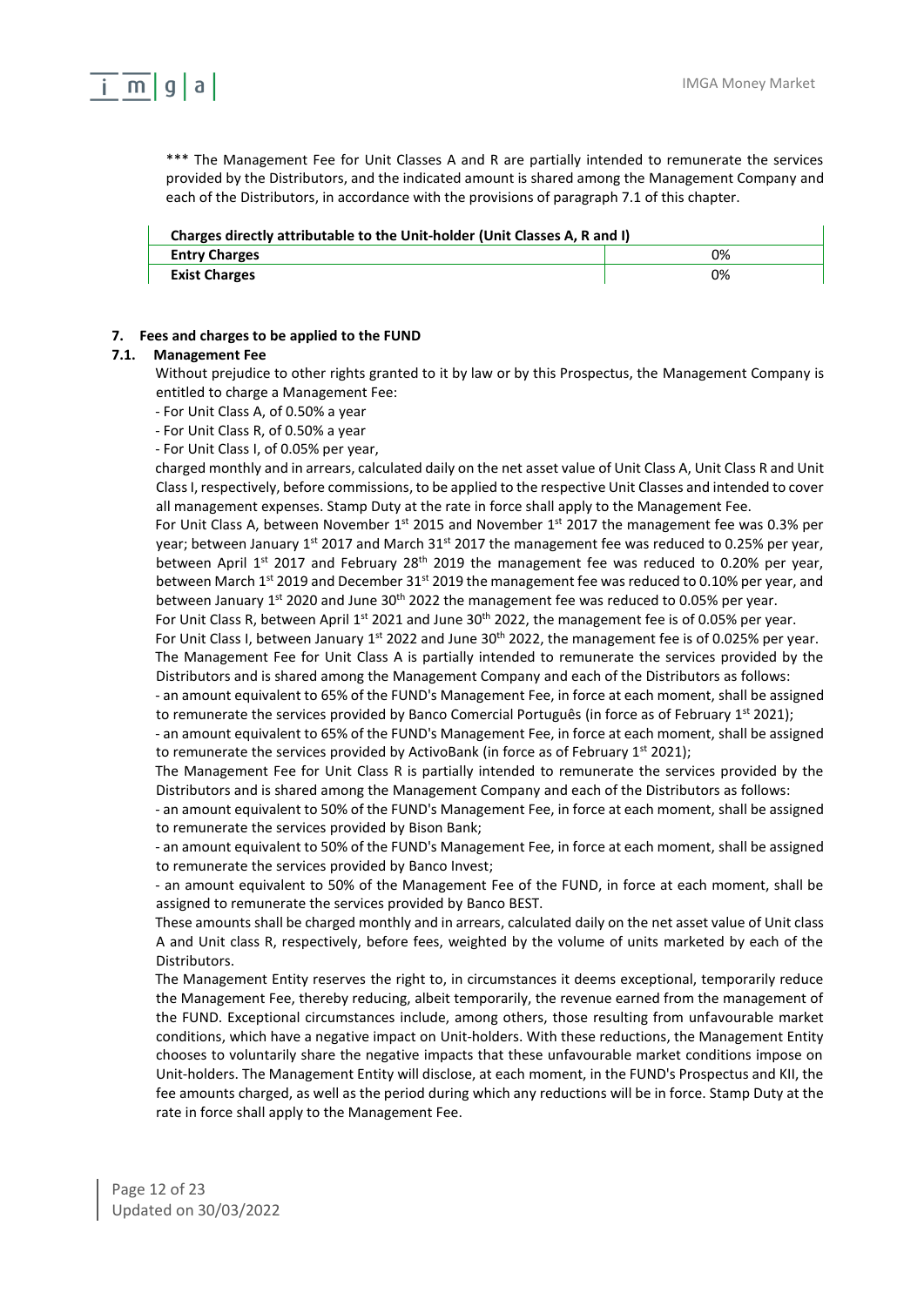*** The Management Fee for Unit Classes A and R are partially intended to remunerate the services provided by the Distributors, and the indicated amount is shared among the Management Company and each of the Distributors, in accordance with the provisions of paragraph 7.1 of this chapter.

| Charges directly attributable to the Unit-holder (Unit Classes A, R and I) | |
|---|---|
| **Entry Charges** | 0% |
| **Exist Charges** | 0% |

## 7. Fees and charges to be applied to the FUND

### 7.1. Management Fee

Without prejudice to other rights granted to it by law or by this Prospectus, the Management Company is entitled to charge a Management Fee:

- For Unit Class A, of 0.50% a year
- For Unit Class R, of 0.50% a year
- For Unit Class I, of 0.05% per year,

charged monthly and in arrears, calculated daily on the net asset value of Unit Class A, Unit Class R and Unit Class I, respectively, before commissions, to be applied to the respective Unit Classes and intended to cover all management expenses. Stamp Duty at the rate in force shall apply to the Management Fee.

For Unit Class A, between November 1st 2015 and November 1st 2017 the management fee was 0.3% per year; between January 1st 2017 and March 31st 2017 the management fee was reduced to 0.25% per year, between April 1st 2017 and February 28th 2019 the management fee was reduced to 0.20% per year, between March 1st 2019 and December 31st 2019 the management fee was reduced to 0.10% per year, and between January 1st 2020 and June 30th 2022 the management fee was reduced to 0.05% per year.

For Unit Class R, between April 1st 2021 and June 30th 2022, the management fee is of 0.05% per year.

For Unit Class I, between January 1st 2022 and June 30th 2022, the management fee is of 0.025% per year.

The Management Fee for Unit Class A is partially intended to remunerate the services provided by the Distributors and is shared among the Management Company and each of the Distributors as follows:

- an amount equivalent to 65% of the FUND's Management Fee, in force at each moment, shall be assigned to remunerate the services provided by Banco Comercial Português (in force as of February 1st 2021);
- an amount equivalent to 65% of the FUND's Management Fee, in force at each moment, shall be assigned to remunerate the services provided by ActivoBank (in force as of February 1st 2021);

The Management Fee for Unit Class R is partially intended to remunerate the services provided by the Distributors and is shared among the Management Company and each of the Distributors as follows:

- an amount equivalent to 50% of the FUND's Management Fee, in force at each moment, shall be assigned to remunerate the services provided by Bison Bank;
- an amount equivalent to 50% of the FUND's Management Fee, in force at each moment, shall be assigned to remunerate the services provided by Banco Invest;
- an amount equivalent to 50% of the Management Fee of the FUND, in force at each moment, shall be assigned to remunerate the services provided by Banco BEST.

These amounts shall be charged monthly and in arrears, calculated daily on the net asset value of Unit class A and Unit class R, respectively, before fees, weighted by the volume of units marketed by each of the Distributors.

The Management Entity reserves the right to, in circumstances it deems exceptional, temporarily reduce the Management Fee, thereby reducing, albeit temporarily, the revenue earned from the management of the FUND. Exceptional circumstances include, among others, those resulting from unfavourable market conditions, which have a negative impact on Unit-holders. With these reductions, the Management Entity chooses to voluntarily share the negative impacts that these unfavourable market conditions impose on Unit-holders. The Management Entity will disclose, at each moment, in the FUND's Prospectus and KII, the fee amounts charged, as well as the period during which any reductions will be in force. Stamp Duty at the rate in force shall apply to the Management Fee.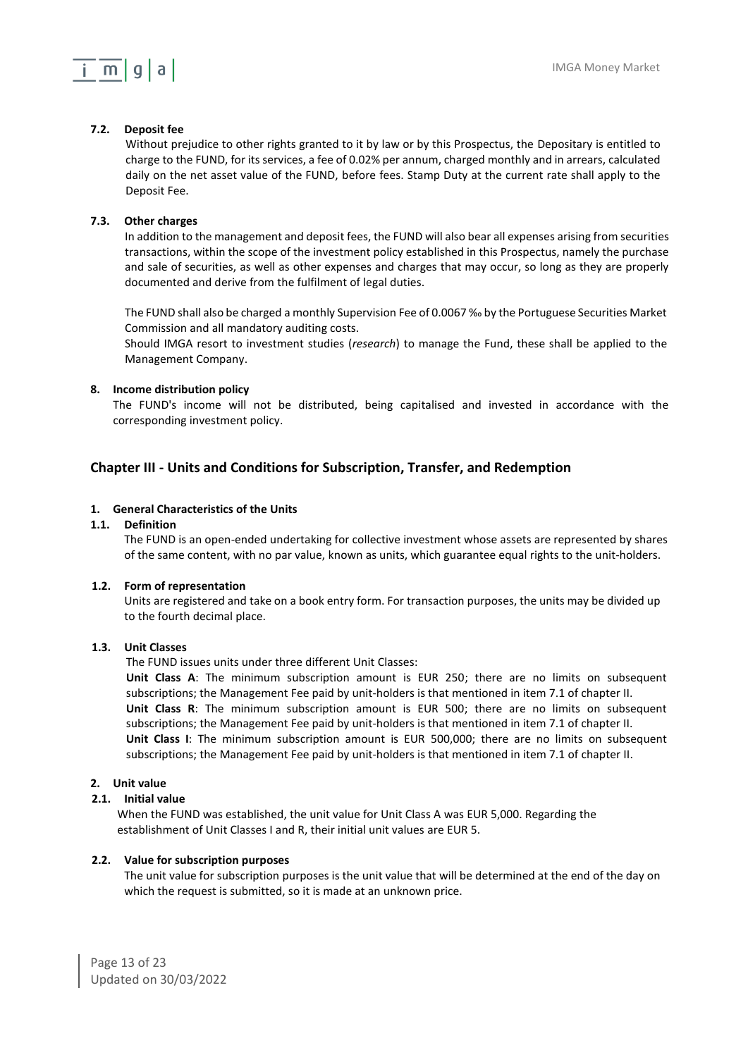### 7.2. Deposit fee

Without prejudice to other rights granted to it by law or by this Prospectus, the Depositary is entitled to charge to the FUND, for its services, a fee of 0.02% per annum, charged monthly and in arrears, calculated daily on the net asset value of the FUND, before fees. Stamp Duty at the current rate shall apply to the Deposit Fee.

### 7.3. Other charges

In addition to the management and deposit fees, the FUND will also bear all expenses arising from securities transactions, within the scope of the investment policy established in this Prospectus, namely the purchase and sale of securities, as well as other expenses and charges that may occur, so long as they are properly documented and derive from the fulfilment of legal duties.

The FUND shall also be charged a monthly Supervision Fee of 0.0067 ‰ by the Portuguese Securities Market Commission and all mandatory auditing costs.
Should IMGA resort to investment studies (*research*) to manage the Fund, these shall be applied to the Management Company.

### 8. Income distribution policy

The FUND's income will not be distributed, being capitalised and invested in accordance with the corresponding investment policy.

## Chapter III - Units and Conditions for Subscription, Transfer, and Redemption

### 1. General Characteristics of the Units

### 1.1. Definition

The FUND is an open-ended undertaking for collective investment whose assets are represented by shares of the same content, with no par value, known as units, which guarantee equal rights to the unit-holders.

### 1.2. Form of representation

Units are registered and take on a book entry form. For transaction purposes, the units may be divided up to the fourth decimal place.

### 1.3. Unit Classes

The FUND issues units under three different Unit Classes:
**Unit Class A**: The minimum subscription amount is EUR 250; there are no limits on subsequent subscriptions; the Management Fee paid by unit-holders is that mentioned in item 7.1 of chapter II.
**Unit Class R**: The minimum subscription amount is EUR 500; there are no limits on subsequent subscriptions; the Management Fee paid by unit-holders is that mentioned in item 7.1 of chapter II.
**Unit Class I**: The minimum subscription amount is EUR 500,000; there are no limits on subsequent subscriptions; the Management Fee paid by unit-holders is that mentioned in item 7.1 of chapter II.

### 2. Unit value

### 2.1. Initial value

When the FUND was established, the unit value for Unit Class A was EUR 5,000. Regarding the establishment of Unit Classes I and R, their initial unit values are EUR 5.

### 2.2. Value for subscription purposes

The unit value for subscription purposes is the unit value that will be determined at the end of the day on which the request is submitted, so it is made at an unknown price.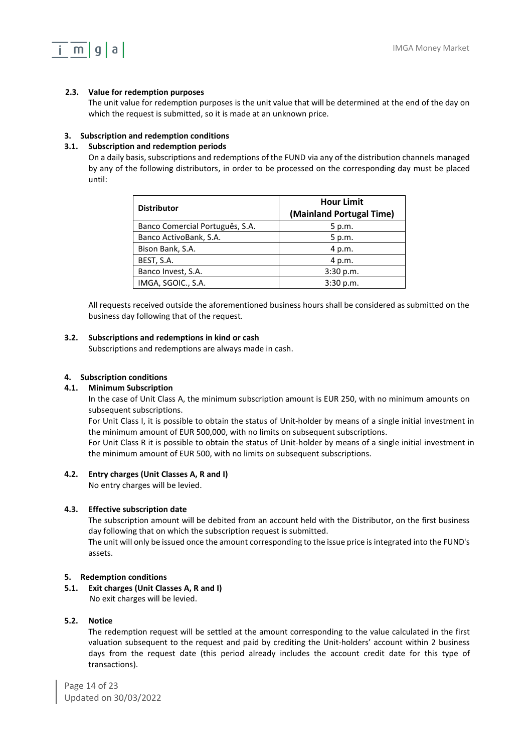### 2.3. Value for redemption purposes

The unit value for redemption purposes is the unit value that will be determined at the end of the day on which the request is submitted, so it is made at an unknown price.

## 3. Subscription and redemption conditions

### 3.1. Subscription and redemption periods

On a daily basis, subscriptions and redemptions of the FUND via any of the distribution channels managed by any of the following distributors, in order to be processed on the corresponding day must be placed until:

| Distributor | Hour Limit (Mainland Portugal Time) |
|---|---|
| Banco Comercial Português, S.A. | 5 p.m. |
| Banco ActivoBank, S.A. | 5 p.m. |
| Bison Bank, S.A. | 4 p.m. |
| BEST, S.A. | 4 p.m. |
| Banco Invest, S.A. | 3:30 p.m. |
| IMGA, SGOIC., S.A. | 3:30 p.m. |

All requests received outside the aforementioned business hours shall be considered as submitted on the business day following that of the request.

### 3.2. Subscriptions and redemptions in kind or cash

Subscriptions and redemptions are always made in cash.

## 4. Subscription conditions

### 4.1. Minimum Subscription

In the case of Unit Class A, the minimum subscription amount is EUR 250, with no minimum amounts on subsequent subscriptions.

For Unit Class I, it is possible to obtain the status of Unit-holder by means of a single initial investment in the minimum amount of EUR 500,000, with no limits on subsequent subscriptions.

For Unit Class R it is possible to obtain the status of Unit-holder by means of a single initial investment in the minimum amount of EUR 500, with no limits on subsequent subscriptions.

### 4.2. Entry charges (Unit Classes A, R and I)

No entry charges will be levied.

### 4.3. Effective subscription date

The subscription amount will be debited from an account held with the Distributor, on the first business day following that on which the subscription request is submitted.

The unit will only be issued once the amount corresponding to the issue price is integrated into the FUND's assets.

## 5. Redemption conditions

### 5.1. Exit charges (Unit Classes A, R and I)

No exit charges will be levied.

### 5.2. Notice

The redemption request will be settled at the amount corresponding to the value calculated in the first valuation subsequent to the request and paid by crediting the Unit-holders' account within 2 business days from the request date (this period already includes the account credit date for this type of transactions).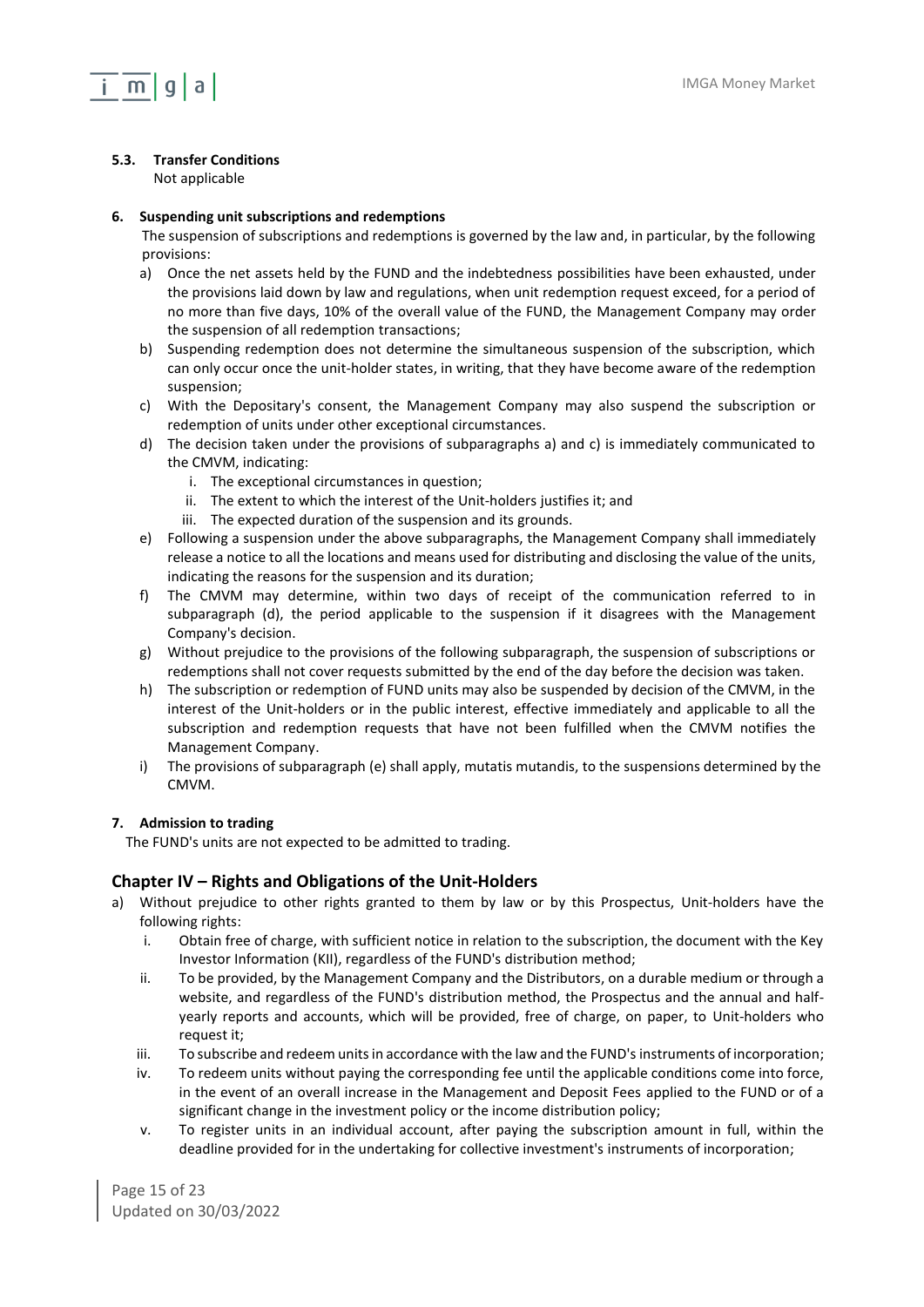#### 5.3. Transfer Conditions

Not applicable

### 6. Suspending unit subscriptions and redemptions

The suspension of subscriptions and redemptions is governed by the law and, in particular, by the following provisions:

a) Once the net assets held by the FUND and the indebtedness possibilities have been exhausted, under the provisions laid down by law and regulations, when unit redemption request exceed, for a period of no more than five days, 10% of the overall value of the FUND, the Management Company may order the suspension of all redemption transactions;

b) Suspending redemption does not determine the simultaneous suspension of the subscription, which can only occur once the unit-holder states, in writing, that they have become aware of the redemption suspension;

c) With the Depositary's consent, the Management Company may also suspend the subscription or redemption of units under other exceptional circumstances.

d) The decision taken under the provisions of subparagraphs a) and c) is immediately communicated to the CMVM, indicating:
   i. The exceptional circumstances in question;
   ii. The extent to which the interest of the Unit-holders justifies it; and
   iii. The expected duration of the suspension and its grounds.

e) Following a suspension under the above subparagraphs, the Management Company shall immediately release a notice to all the locations and means used for distributing and disclosing the value of the units, indicating the reasons for the suspension and its duration;

f) The CMVM may determine, within two days of receipt of the communication referred to in subparagraph (d), the period applicable to the suspension if it disagrees with the Management Company's decision.

g) Without prejudice to the provisions of the following subparagraph, the suspension of subscriptions or redemptions shall not cover requests submitted by the end of the day before the decision was taken.

h) The subscription or redemption of FUND units may also be suspended by decision of the CMVM, in the interest of the Unit-holders or in the public interest, effective immediately and applicable to all the subscription and redemption requests that have not been fulfilled when the CMVM notifies the Management Company.

i) The provisions of subparagraph (e) shall apply, mutatis mutandis, to the suspensions determined by the CMVM.

### 7. Admission to trading

The FUND's units are not expected to be admitted to trading.

## Chapter IV – Rights and Obligations of the Unit-Holders

a) Without prejudice to other rights granted to them by law or by this Prospectus, Unit-holders have the following rights:
   i. Obtain free of charge, with sufficient notice in relation to the subscription, the document with the Key Investor Information (KII), regardless of the FUND's distribution method;
   ii. To be provided, by the Management Company and the Distributors, on a durable medium or through a website, and regardless of the FUND's distribution method, the Prospectus and the annual and half-yearly reports and accounts, which will be provided, free of charge, on paper, to Unit-holders who request it;
   iii. To subscribe and redeem units in accordance with the law and the FUND's instruments of incorporation;
   iv. To redeem units without paying the corresponding fee until the applicable conditions come into force, in the event of an overall increase in the Management and Deposit Fees applied to the FUND or of a significant change in the investment policy or the income distribution policy;
   v. To register units in an individual account, after paying the subscription amount in full, within the deadline provided for in the undertaking for collective investment's instruments of incorporation;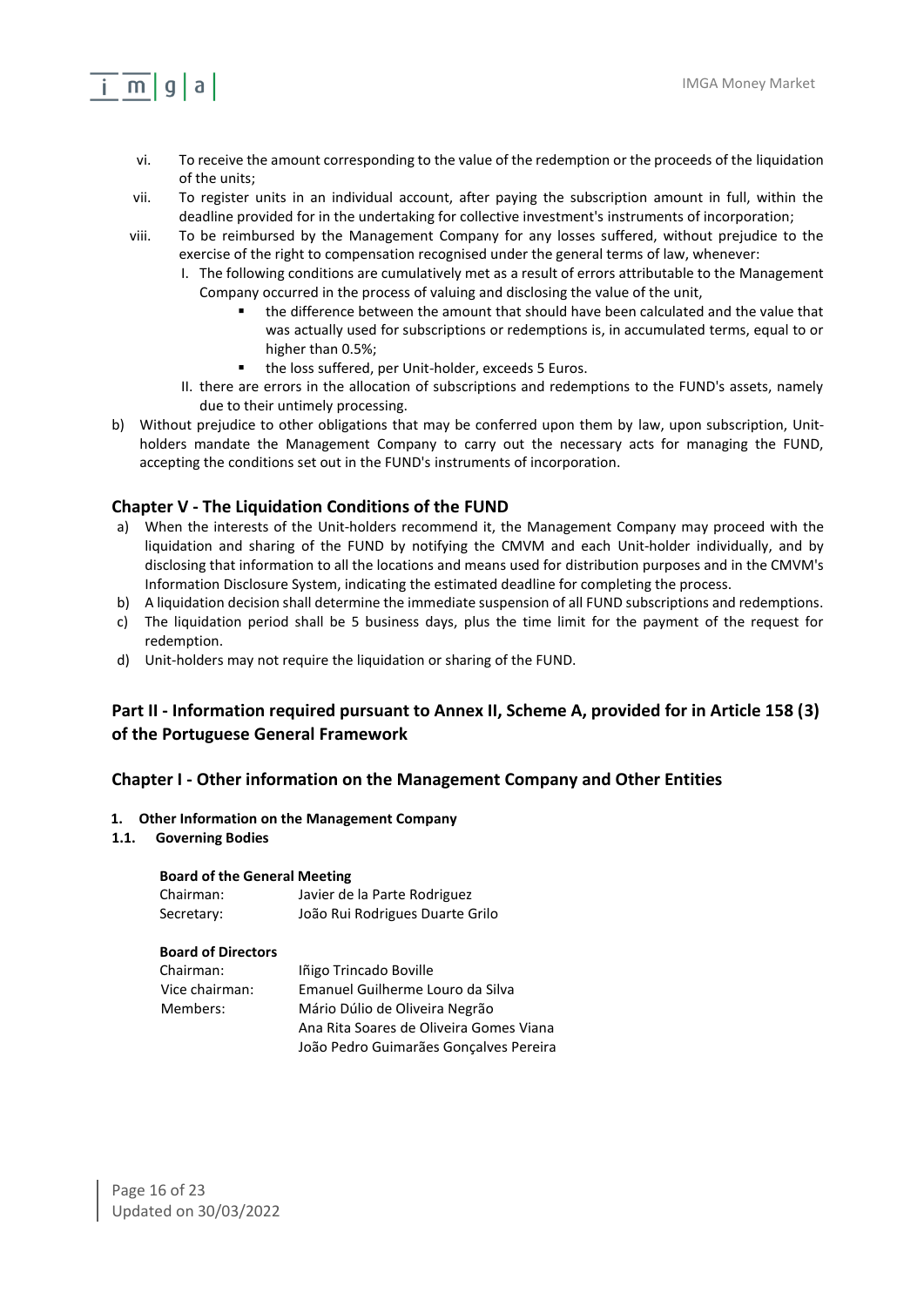vi. To receive the amount corresponding to the value of the redemption or the proceeds of the liquidation of the units;

vii. To register units in an individual account, after paying the subscription amount in full, within the deadline provided for in the undertaking for collective investment's instruments of incorporation;

viii. To be reimbursed by the Management Company for any losses suffered, without prejudice to the exercise of the right to compensation recognised under the general terms of law, whenever:

I. The following conditions are cumulatively met as a result of errors attributable to the Management Company occurred in the process of valuing and disclosing the value of the unit,

- the difference between the amount that should have been calculated and the value that was actually used for subscriptions or redemptions is, in accumulated terms, equal to or higher than 0.5%;
- the loss suffered, per Unit-holder, exceeds 5 Euros.

II. there are errors in the allocation of subscriptions and redemptions to the FUND's assets, namely due to their untimely processing.

b) Without prejudice to other obligations that may be conferred upon them by law, upon subscription, Unit-holders mandate the Management Company to carry out the necessary acts for managing the FUND, accepting the conditions set out in the FUND's instruments of incorporation.

### Chapter V - The Liquidation Conditions of the FUND

a) When the interests of the Unit-holders recommend it, the Management Company may proceed with the liquidation and sharing of the FUND by notifying the CMVM and each Unit-holder individually, and by disclosing that information to all the locations and means used for distribution purposes and in the CMVM's Information Disclosure System, indicating the estimated deadline for completing the process.

b) A liquidation decision shall determine the immediate suspension of all FUND subscriptions and redemptions.

c) The liquidation period shall be 5 business days, plus the time limit for the payment of the request for redemption.

d) Unit-holders may not require the liquidation or sharing of the FUND.

## Part II - Information required pursuant to Annex II, Scheme A, provided for in Article 158 (3) of the Portuguese General Framework

### Chapter I - Other information on the Management Company and Other Entities

**1. Other Information on the Management Company**

**1.1. Governing Bodies**

**Board of the General Meeting**

| | |
|---|---|
| Chairman: | Javier de la Parte Rodriguez |
| Secretary: | João Rui Rodrigues Duarte Grilo |

**Board of Directors**

| | |
|---|---|
| Chairman: | Iñigo Trincado Boville |
| Vice chairman: | Emanuel Guilherme Louro da Silva |
| Members: | Mário Dúlio de Oliveira Negrão |
| | Ana Rita Soares de Oliveira Gomes Viana |
| | João Pedro Guimarães Gonçalves Pereira |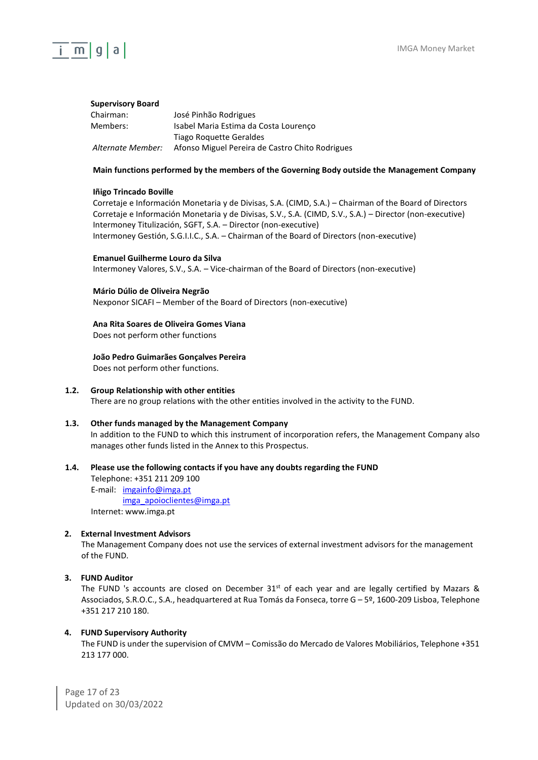**Supervisory Board**

| | |
|---|---|
| Chairman: | José Pinhão Rodrigues |
| Members: | Isabel Maria Estima da Costa Lourenço |
| | Tiago Roquette Geraldes |
| *Alternate Member:* | Afonso Miguel Pereira de Castro Chito Rodrigues |

**Main functions performed by the members of the Governing Body outside the Management Company**

**Iñigo Trincado Boville**
Corretaje e Información Monetaria y de Divisas, S.A. (CIMD, S.A.) – Chairman of the Board of Directors
Corretaje e Información Monetaria y de Divisas, S.V., S.A. (CIMD, S.V., S.A.) – Director (non-executive)
Intermoney Titulización, SGFT, S.A. – Director (non-executive)
Intermoney Gestión, S.G.I.I.C., S.A. – Chairman of the Board of Directors (non-executive)

**Emanuel Guilherme Louro da Silva**
Intermoney Valores, S.V., S.A. – Vice-chairman of the Board of Directors (non-executive)

**Mário Dúlio de Oliveira Negrão**
Nexponor SICAFI – Member of the Board of Directors (non-executive)

**Ana Rita Soares de Oliveira Gomes Viana**
Does not perform other functions

**João Pedro Guimarães Gonçalves Pereira**
Does not perform other functions.

**1.2. Group Relationship with other entities**

There are no group relations with the other entities involved in the activity to the FUND.

**1.3. Other funds managed by the Management Company**

In addition to the FUND to which this instrument of incorporation refers, the Management Company also manages other funds listed in the Annex to this Prospectus.

**1.4. Please use the following contacts if you have any doubts regarding the FUND**

Telephone: +351 211 209 100
E-mail: imgainfo@imga.pt
imga_apoioclientes@imga.pt
Internet: www.imga.pt

**2. External Investment Advisors**

The Management Company does not use the services of external investment advisors for the management of the FUND.

**3. FUND Auditor**

The FUND 's accounts are closed on December 31st of each year and are legally certified by Mazars & Associados, S.R.O.C., S.A., headquartered at Rua Tomás da Fonseca, torre G – 5º, 1600-209 Lisboa, Telephone +351 217 210 180.

**4. FUND Supervisory Authority**

The FUND is under the supervision of CMVM – Comissão do Mercado de Valores Mobiliários, Telephone +351 213 177 000.

Updated on 30/03/2022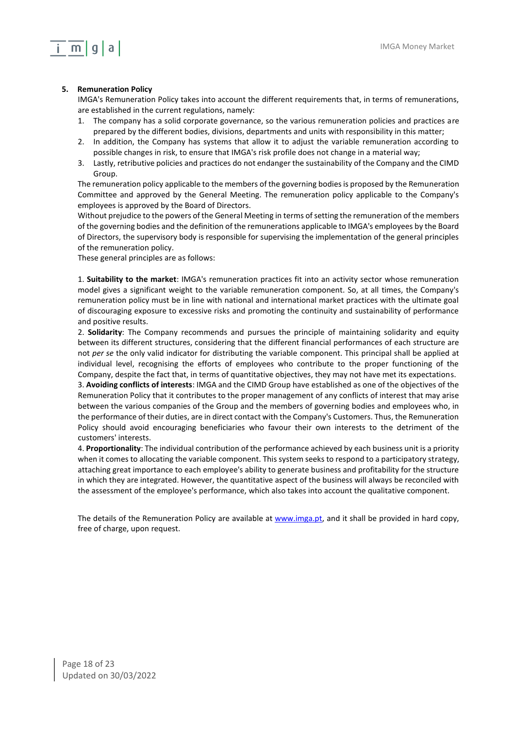## 5. Remuneration Policy

IMGA's Remuneration Policy takes into account the different requirements that, in terms of remunerations, are established in the current regulations, namely:

1. The company has a solid corporate governance, so the various remuneration policies and practices are prepared by the different bodies, divisions, departments and units with responsibility in this matter;
2. In addition, the Company has systems that allow it to adjust the variable remuneration according to possible changes in risk, to ensure that IMGA's risk profile does not change in a material way;
3. Lastly, retributive policies and practices do not endanger the sustainability of the Company and the CIMD Group.

The remuneration policy applicable to the members of the governing bodies is proposed by the Remuneration Committee and approved by the General Meeting. The remuneration policy applicable to the Company's employees is approved by the Board of Directors.

Without prejudice to the powers of the General Meeting in terms of setting the remuneration of the members of the governing bodies and the definition of the remunerations applicable to IMGA's employees by the Board of Directors, the supervisory body is responsible for supervising the implementation of the general principles of the remuneration policy.

These general principles are as follows:

1. **Suitability to the market**: IMGA's remuneration practices fit into an activity sector whose remuneration model gives a significant weight to the variable remuneration component. So, at all times, the Company's remuneration policy must be in line with national and international market practices with the ultimate goal of discouraging exposure to excessive risks and promoting the continuity and sustainability of performance and positive results.
2. **Solidarity**: The Company recommends and pursues the principle of maintaining solidarity and equity between its different structures, considering that the different financial performances of each structure are not *per se* the only valid indicator for distributing the variable component. This principal shall be applied at individual level, recognising the efforts of employees who contribute to the proper functioning of the Company, despite the fact that, in terms of quantitative objectives, they may not have met its expectations.
3. **Avoiding conflicts of interests**: IMGA and the CIMD Group have established as one of the objectives of the Remuneration Policy that it contributes to the proper management of any conflicts of interest that may arise between the various companies of the Group and the members of governing bodies and employees who, in the performance of their duties, are in direct contact with the Company's Customers. Thus, the Remuneration Policy should avoid encouraging beneficiaries who favour their own interests to the detriment of the customers' interests.
4. **Proportionality**: The individual contribution of the performance achieved by each business unit is a priority when it comes to allocating the variable component. This system seeks to respond to a participatory strategy, attaching great importance to each employee's ability to generate business and profitability for the structure in which they are integrated. However, the quantitative aspect of the business will always be reconciled with the assessment of the employee's performance, which also takes into account the qualitative component.

The details of the Remuneration Policy are available at www.imga.pt, and it shall be provided in hard copy, free of charge, upon request.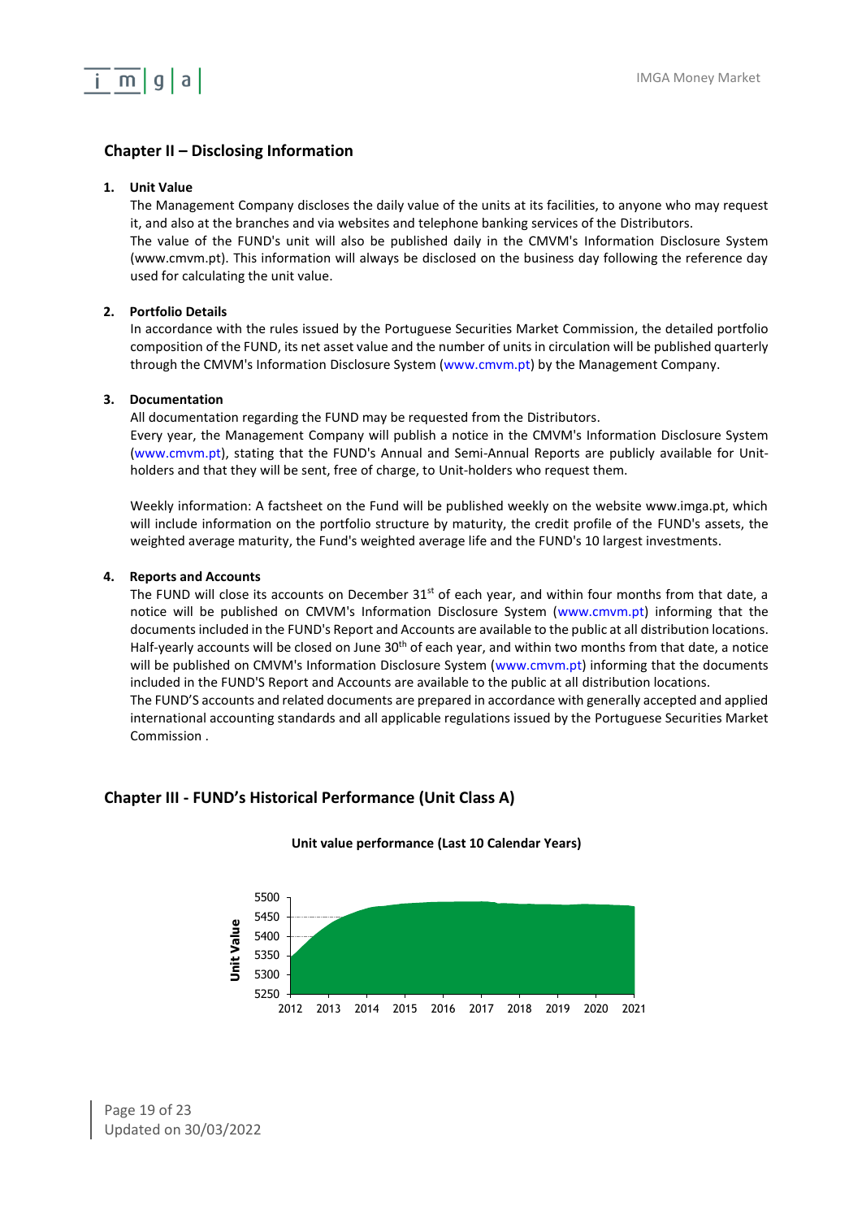## Chapter II – Disclosing Information

1. **Unit Value**

   The Management Company discloses the daily value of the units at its facilities, to anyone who may request it, and also at the branches and via websites and telephone banking services of the Distributors.

   The value of the FUND's unit will also be published daily in the CMVM's Information Disclosure System (www.cmvm.pt). This information will always be disclosed on the business day following the reference day used for calculating the unit value.

2. **Portfolio Details**

   In accordance with the rules issued by the Portuguese Securities Market Commission, the detailed portfolio composition of the FUND, its net asset value and the number of units in circulation will be published quarterly through the CMVM's Information Disclosure System (www.cmvm.pt) by the Management Company.

3. **Documentation**

   All documentation regarding the FUND may be requested from the Distributors.

   Every year, the Management Company will publish a notice in the CMVM's Information Disclosure System (www.cmvm.pt), stating that the FUND's Annual and Semi-Annual Reports are publicly available for Unit-holders and that they will be sent, free of charge, to Unit-holders who request them.

   Weekly information: A factsheet on the Fund will be published weekly on the website www.imga.pt, which will include information on the portfolio structure by maturity, the credit profile of the FUND's assets, the weighted average maturity, the Fund's weighted average life and the FUND's 10 largest investments.

4. **Reports and Accounts**

   The FUND will close its accounts on December 31st of each year, and within four months from that date, a notice will be published on CMVM's Information Disclosure System (www.cmvm.pt) informing that the documents included in the FUND's Report and Accounts are available to the public at all distribution locations.

   Half-yearly accounts will be closed on June 30th of each year, and within two months from that date, a notice will be published on CMVM's Information Disclosure System (www.cmvm.pt) informing that the documents included in the FUND'S Report and Accounts are available to the public at all distribution locations.

   The FUND'S accounts and related documents are prepared in accordance with generally accepted and applied international accounting standards and all applicable regulations issued by the Portuguese Securities Market Commission .

## Chapter III - FUND's Historical Performance (Unit Class A)

**Unit value performance (Last 10 Calendar Years)**

Unit Value

5500
5450
5400
5350
5300
5250

2012 2013 2014 2015 2016 2017 2018 2019 2020 2021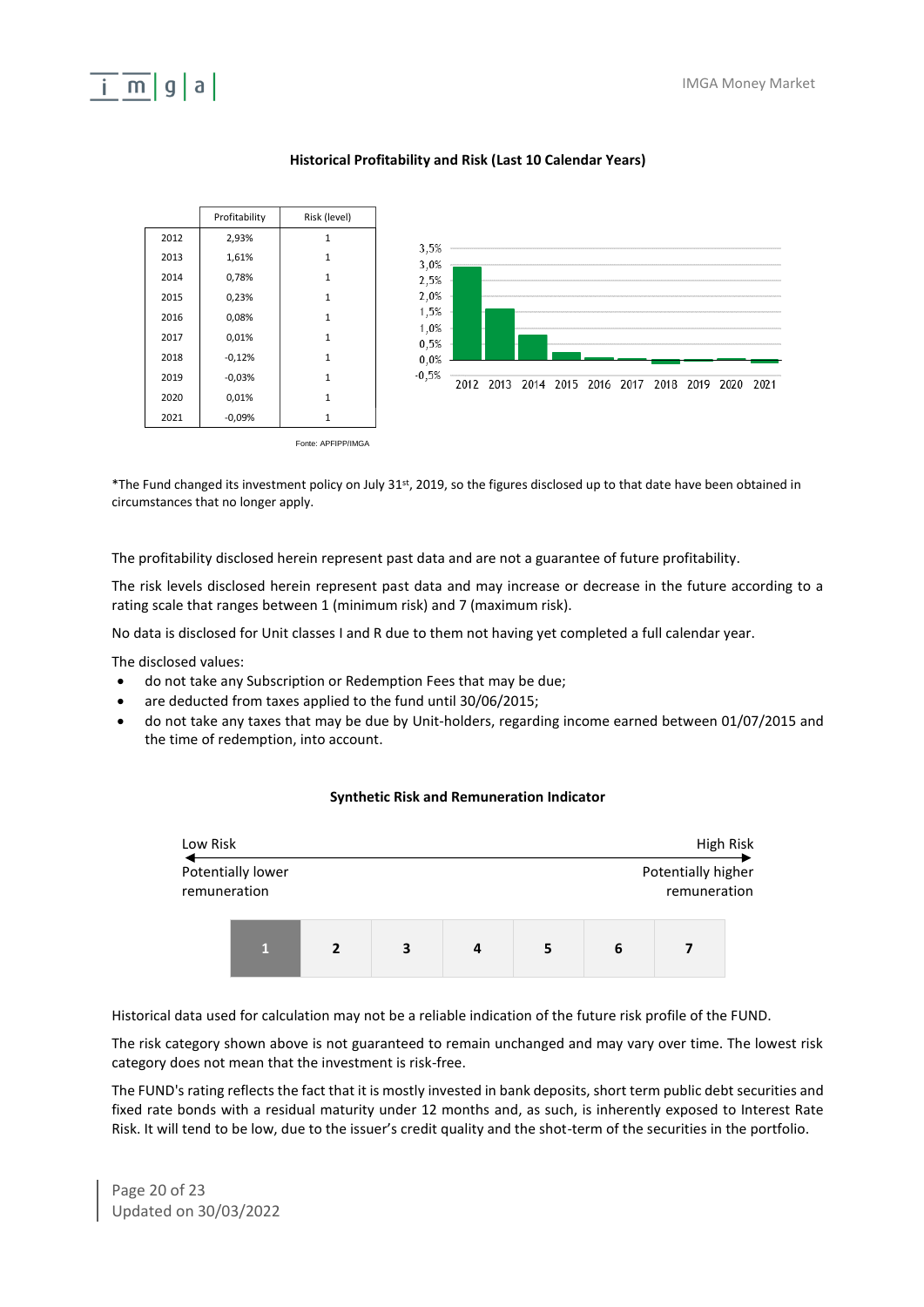### Historical Profitability and Risk (Last 10 Calendar Years)

| | Profitability | Risk (level) |
|---|---|---|
| 2012 | 2,93% | 1 |
| 2013 | 1,61% | 1 |
| 2014 | 0,78% | 1 |
| 2015 | 0,23% | 1 |
| 2016 | 0,08% | 1 |
| 2017 | 0,01% | 1 |
| 2018 | -0,12% | 1 |
| 2019 | -0,03% | 1 |
| 2020 | 0,01% | 1 |
| 2021 | -0,09% | 1 |

Fonte: APFIPP/IMGA

*The Fund changed its investment policy on July 31st, 2019, so the figures disclosed up to that date have been obtained in circumstances that no longer apply.

The profitability disclosed herein represent past data and are not a guarantee of future profitability.

The risk levels disclosed herein represent past data and may increase or decrease in the future according to a rating scale that ranges between 1 (minimum risk) and 7 (maximum risk).

No data is disclosed for Unit classes I and R due to them not having yet completed a full calendar year.

The disclosed values:

- do not take any Subscription or Redemption Fees that may be due;
- are deducted from taxes applied to the fund until 30/06/2015;
- do not take any taxes that may be due by Unit-holders, regarding income earned between 01/07/2015 and the time of redemption, into account.

### Synthetic Risk and Remuneration Indicator

Low Risk — High Risk

Potentially lower remuneration — Potentially higher remuneration

| **1** | **2** | **3** | **4** | **5** | **6** | **7** |
|---|---|---|---|---|---|---|

Historical data used for calculation may not be a reliable indication of the future risk profile of the FUND.

The risk category shown above is not guaranteed to remain unchanged and may vary over time. The lowest risk category does not mean that the investment is risk-free.

The FUND's rating reflects the fact that it is mostly invested in bank deposits, short term public debt securities and fixed rate bonds with a residual maturity under 12 months and, as such, is inherently exposed to Interest Rate Risk. It will tend to be low, due to the issuer's credit quality and the shot-term of the securities in the portfolio.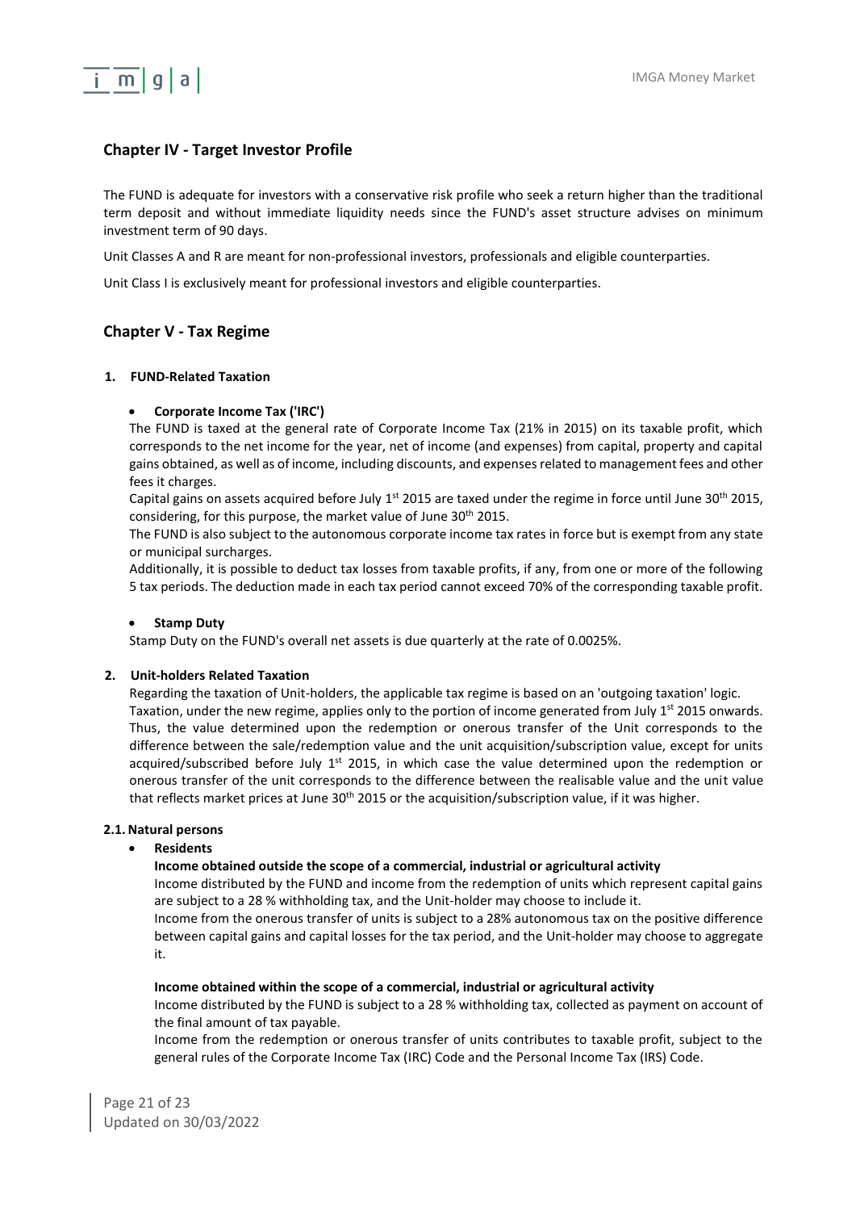## Chapter IV - Target Investor Profile

The FUND is adequate for investors with a conservative risk profile who seek a return higher than the traditional term deposit and without immediate liquidity needs since the FUND's asset structure advises on minimum investment term of 90 days.

Unit Classes A and R are meant for non-professional investors, professionals and eligible counterparties.

Unit Class I is exclusively meant for professional investors and eligible counterparties.

## Chapter V - Tax Regime

### 1. FUND-Related Taxation

- **Corporate Income Tax ('IRC')**

  The FUND is taxed at the general rate of Corporate Income Tax (21% in 2015) on its taxable profit, which corresponds to the net income for the year, net of income (and expenses) from capital, property and capital gains obtained, as well as of income, including discounts, and expenses related to management fees and other fees it charges.

  Capital gains on assets acquired before July 1st 2015 are taxed under the regime in force until June 30th 2015, considering, for this purpose, the market value of June 30th 2015.

  The FUND is also subject to the autonomous corporate income tax rates in force but is exempt from any state or municipal surcharges.

  Additionally, it is possible to deduct tax losses from taxable profits, if any, from one or more of the following 5 tax periods. The deduction made in each tax period cannot exceed 70% of the corresponding taxable profit.

- **Stamp Duty**

  Stamp Duty on the FUND's overall net assets is due quarterly at the rate of 0.0025%.

### 2. Unit-holders Related Taxation

Regarding the taxation of Unit-holders, the applicable tax regime is based on an 'outgoing taxation' logic.

Taxation, under the new regime, applies only to the portion of income generated from July 1st 2015 onwards. Thus, the value determined upon the redemption or onerous transfer of the Unit corresponds to the difference between the sale/redemption value and the unit acquisition/subscription value, except for units acquired/subscribed before July 1st 2015, in which case the value determined upon the redemption or onerous transfer of the unit corresponds to the difference between the realisable value and the unit value that reflects market prices at June 30th 2015 or the acquisition/subscription value, if it was higher.

#### 2.1. Natural persons

- **Residents**

  **Income obtained outside the scope of a commercial, industrial or agricultural activity**

  Income distributed by the FUND and income from the redemption of units which represent capital gains are subject to a 28 % withholding tax, and the Unit-holder may choose to include it.

  Income from the onerous transfer of units is subject to a 28% autonomous tax on the positive difference between capital gains and capital losses for the tax period, and the Unit-holder may choose to aggregate it.

  **Income obtained within the scope of a commercial, industrial or agricultural activity**

  Income distributed by the FUND is subject to a 28 % withholding tax, collected as payment on account of the final amount of tax payable.

  Income from the redemption or onerous transfer of units contributes to taxable profit, subject to the general rules of the Corporate Income Tax (IRC) Code and the Personal Income Tax (IRS) Code.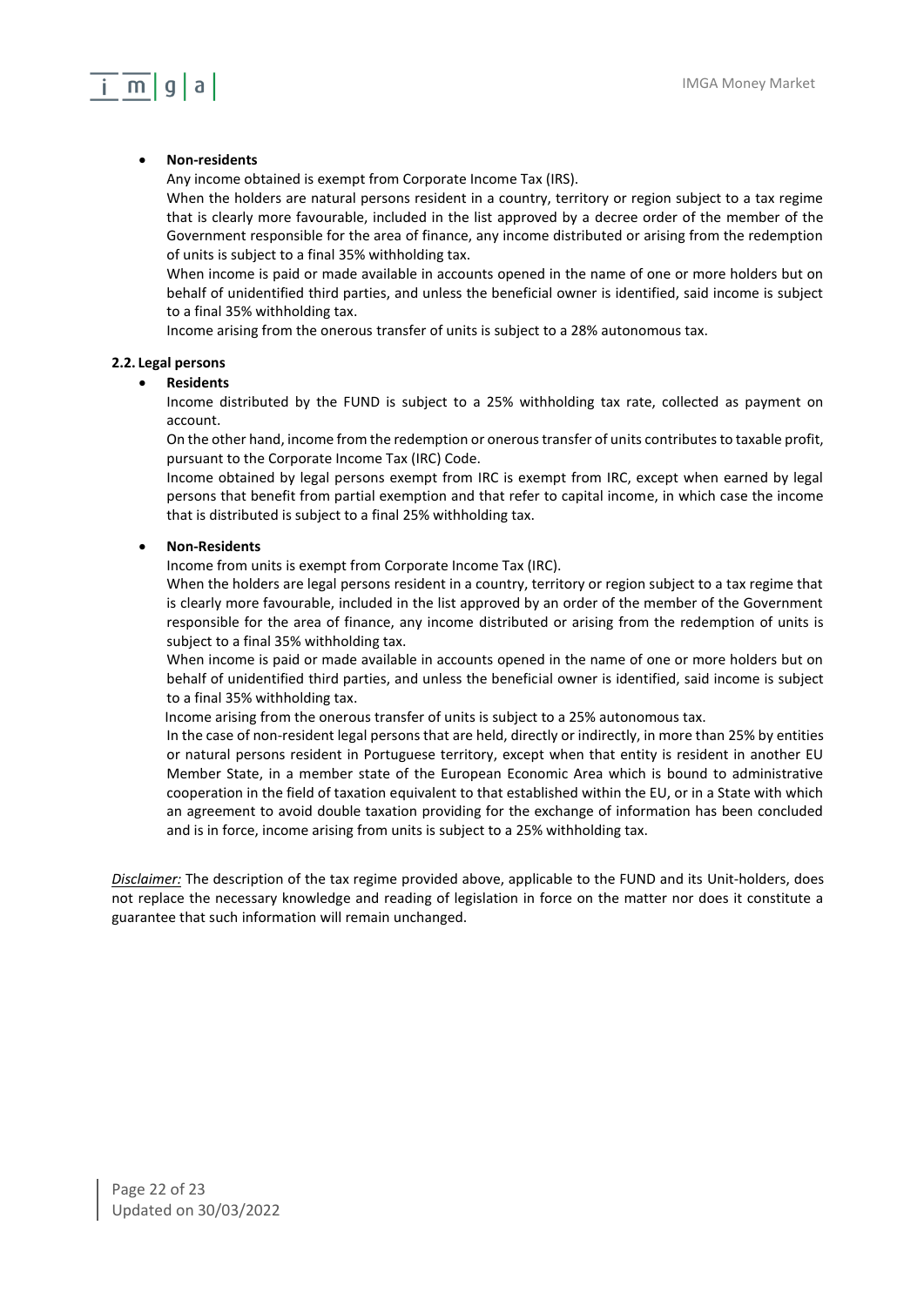- **Non-residents**

  Any income obtained is exempt from Corporate Income Tax (IRS).

  When the holders are natural persons resident in a country, territory or region subject to a tax regime that is clearly more favourable, included in the list approved by a decree order of the member of the Government responsible for the area of finance, any income distributed or arising from the redemption of units is subject to a final 35% withholding tax.

  When income is paid or made available in accounts opened in the name of one or more holders but on behalf of unidentified third parties, and unless the beneficial owner is identified, said income is subject to a final 35% withholding tax.

  Income arising from the onerous transfer of units is subject to a 28% autonomous tax.

**2.2. Legal persons**

- **Residents**

  Income distributed by the FUND is subject to a 25% withholding tax rate, collected as payment on account.

  On the other hand, income from the redemption or onerous transfer of units contributes to taxable profit, pursuant to the Corporate Income Tax (IRC) Code.

  Income obtained by legal persons exempt from IRC is exempt from IRC, except when earned by legal persons that benefit from partial exemption and that refer to capital income, in which case the income that is distributed is subject to a final 25% withholding tax.

- **Non-Residents**

  Income from units is exempt from Corporate Income Tax (IRC).

  When the holders are legal persons resident in a country, territory or region subject to a tax regime that is clearly more favourable, included in the list approved by an order of the member of the Government responsible for the area of finance, any income distributed or arising from the redemption of units is subject to a final 35% withholding tax.

  When income is paid or made available in accounts opened in the name of one or more holders but on behalf of unidentified third parties, and unless the beneficial owner is identified, said income is subject to a final 35% withholding tax.

  Income arising from the onerous transfer of units is subject to a 25% autonomous tax.

  In the case of non-resident legal persons that are held, directly or indirectly, in more than 25% by entities or natural persons resident in Portuguese territory, except when that entity is resident in another EU Member State, in a member state of the European Economic Area which is bound to administrative cooperation in the field of taxation equivalent to that established within the EU, or in a State with which an agreement to avoid double taxation providing for the exchange of information has been concluded and is in force, income arising from units is subject to a 25% withholding tax.

*Disclaimer:* The description of the tax regime provided above, applicable to the FUND and its Unit-holders, does not replace the necessary knowledge and reading of legislation in force on the matter nor does it constitute a guarantee that such information will remain unchanged.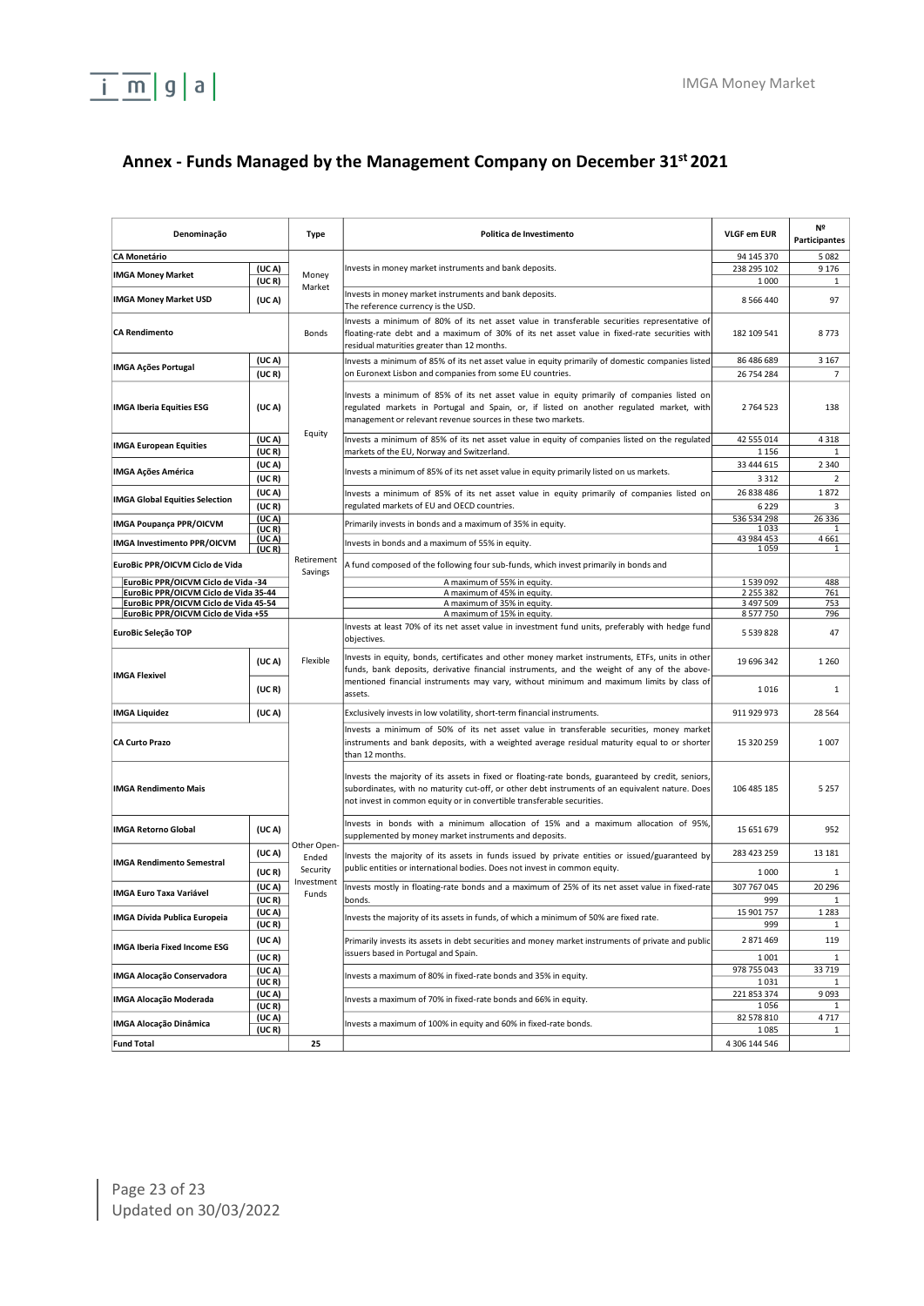## Annex - Funds Managed by the Management Company on December 31st 2021

| Denominação | | Type | Politica de Investimento | VLGF em EUR | Nº Participantes |
|---|---|---|---|---|---|
| CA Monetário | | Money Market | Invests in money market instruments and bank deposits. | 94 145 370 | 5 082 |
| IMGA Money Market | (UC A) | | | 238 295 102 | 9 176 |
| | (UC R) | | | 1 000 | 1 |
| IMGA Money Market USD | (UC A) | | Invests in money market instruments and bank deposits. The reference currency is the USD. | 8 566 440 | 97 |
| CA Rendimento | | Bonds | Invests a minimum of 80% of its net asset value in transferable securities representative of floating-rate debt and a maximum of 30% of its net asset value in fixed-rate securities with residual maturities greater than 12 months. | 182 109 541 | 8 773 |
| IMGA Ações Portugal | (UC A) | Equity | Invests a minimum of 85% of its net asset value in equity primarily of domestic companies listed on Euronext Lisbon and companies from some EU countries. | 86 486 689 | 3 167 |
| | (UC R) | | | 26 754 284 | 7 |
| IMGA Iberia Equities ESG | (UC A) | | Invests a minimum of 85% of its net asset value in equity primarily of companies listed on regulated markets in Portugal and Spain, or, if listed on another regulated market, with management or relevant revenue sources in these two markets. | 2 764 523 | 138 |
| IMGA European Equities | (UC A) | | Invests a minimum of 85% of its net asset value in equity of companies listed on the regulated markets of the EU, Norway and Switzerland. | 42 555 014 | 4 318 |
| | (UC R) | | | 1 156 | 1 |
| IMGA Ações América | (UC A) | | Invests a minimum of 85% of its net asset value in equity primarily listed on us markets. | 33 444 615 | 2 340 |
| | (UC R) | | | 3 312 | 2 |
| IMGA Global Equities Selection | (UC A) | | Invests a minimum of 85% of its net asset value in equity primarily of companies listed on regulated markets of EU and OECD countries. | 26 838 486 | 1 872 |
| | (UC R) | | | 6 229 | 3 |
| IMGA Poupança PPR/OICVM | (UC A) | Retirement Savings | Primarily invests in bonds and a maximum of 35% in equity. | 536 534 298 | 26 336 |
| | (UC R) | | | 1 033 | 1 |
| IMGA Investimento PPR/OICVM | (UC A) | | Invests in bonds and a maximum of 55% in equity. | 43 984 453 | 4 661 |
| | (UC R) | | | 1 059 | 1 |
| EuroBic PPR/OICVM Ciclo de Vida | | | A fund composed of the following four sub-funds, which invest primarily in bonds and | | |
| EuroBic PPR/OICVM Ciclo de Vida -34 | | | A maximum of 55% in equity. | 1 539 092 | 488 |
| EuroBic PPR/OICVM Ciclo de Vida 35-44 | | | A maximum of 45% in equity. | 2 255 382 | 761 |
| EuroBic PPR/OICVM Ciclo de Vida 45-54 | | | A maximum of 35% in equity. | 3 497 509 | 753 |
| EuroBic PPR/OICVM Ciclo de Vida +55 | | | A maximum of 15% in equity. | 8 577 750 | 796 |
| EuroBic Seleção TOP | | Flexible | Invests at least 70% of its net asset value in investment fund units, preferably with hedge fund objectives. | 5 539 828 | 47 |
| IMGA Flexivel | (UC A) | | Invests in equity, bonds, certificates and other money market instruments, ETFs, units in other funds, bank deposits, derivative financial instruments, and the weight of any of the above-mentioned financial instruments may vary, without minimum and maximum limits by class of assets. | 19 696 342 | 1 260 |
| | (UC R) | | | 1 016 | 1 |
| IMGA Liquidez | (UC A) | Other Open-Ended Security Investment Funds | Exclusively invests in low volatility, short-term financial instruments. | 911 929 973 | 28 564 |
| CA Curto Prazo | | | Invests a minimum of 50% of its net asset value in transferable securities, money market instruments and bank deposits, with a weighted average residual maturity equal to or shorter than 12 months. | 15 320 259 | 1 007 |
| IMGA Rendimento Mais | | | Invests the majority of its assets in fixed or floating-rate bonds, guaranteed by credit, seniors, subordinates, with no maturity cut-off, or other debt instruments of an equivalent nature. Does not invest in common equity or in convertible transferable securities. | 106 485 185 | 5 257 |
| IMGA Retorno Global | (UC A) | | Invests in bonds with a minimum allocation of 15% and a maximum allocation of 95%, supplemented by money market instruments and deposits. | 15 651 679 | 952 |
| IMGA Rendimento Semestral | (UC A) | | Invests the majority of its assets in funds issued by private entities or issued/guaranteed by public entities or international bodies. Does not invest in common equity. | 283 423 259 | 13 181 |
| | (UC R) | | | 1 000 | 1 |
| IMGA Euro Taxa Variável | (UC A) | | Invests mostly in floating-rate bonds and a maximum of 25% of its net asset value in fixed-rate bonds. | 307 767 045 | 20 296 |
| | (UC R) | | | 999 | 1 |
| IMGA Divida Publica Europeia | (UC A) | | Invests the majority of its assets in funds, of which a minimum of 50% are fixed rate. | 15 901 757 | 1 283 |
| | (UC R) | | | 999 | 1 |
| IMGA Iberia Fixed Income ESG | (UC A) | | Primarily invests its assets in debt securities and money market instruments of private and public issuers based in Portugal and Spain. | 2 871 469 | 119 |
| | (UC R) | | | 1 001 | 1 |
| IMGA Alocação Conservadora | (UC A) | | Invests a maximum of 80% in fixed-rate bonds and 35% in equity. | 978 755 043 | 33 719 |
| | (UC R) | | | 1 031 | 1 |
| IMGA Alocação Moderada | (UC A) | | Invests a maximum of 70% in fixed-rate bonds and 66% in equity. | 221 853 374 | 9 093 |
| | (UC R) | | | 1 056 | 1 |
| IMGA Alocação Dinâmica | (UC A) | | Invests a maximum of 100% in equity and 60% in fixed-rate bonds. | 82 578 810 | 4 717 |
| | (UC R) | | | 1 085 | 1 |
| Fund Total | | 25 | | 4 306 144 546 | |

Updated on 30/03/2022